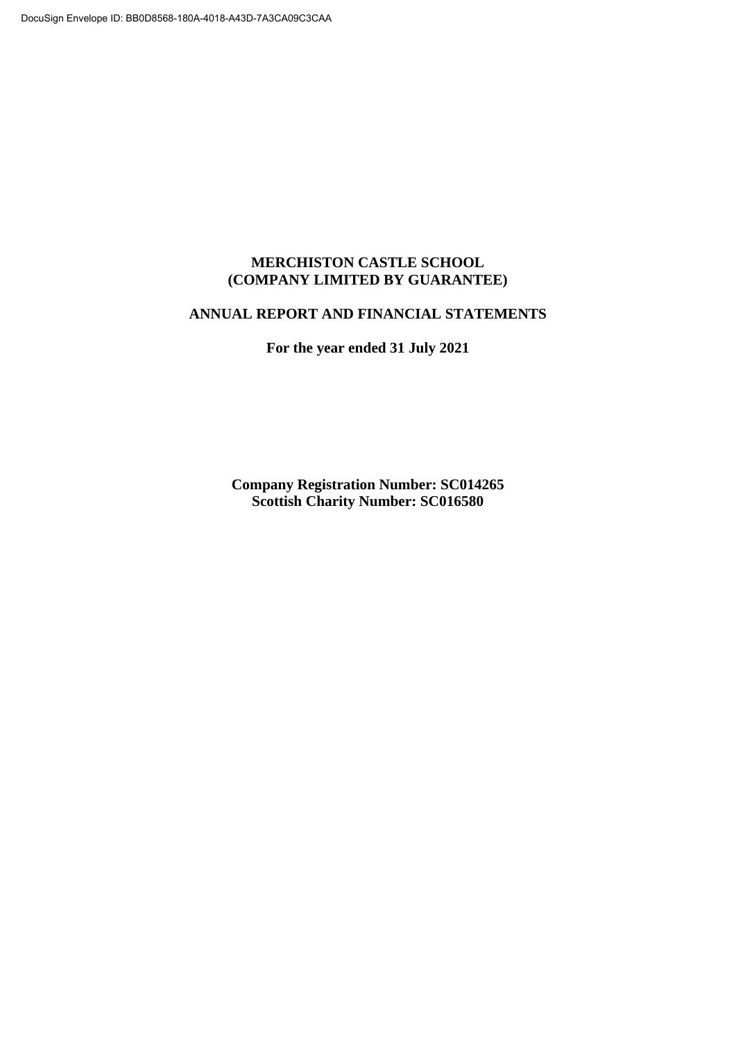DocuSign Envelope ID: BB0D8568-180A-4018-A43D-7A3CA09C3CAA

# MERCHISTON CASTLE SCHOOL
# (COMPANY LIMITED BY GUARANTEE)

## ANNUAL REPORT AND FINANCIAL STATEMENTS

**For the year ended 31 July 2021**

**Company Registration Number: SC014265**
**Scottish Charity Number: SC016580**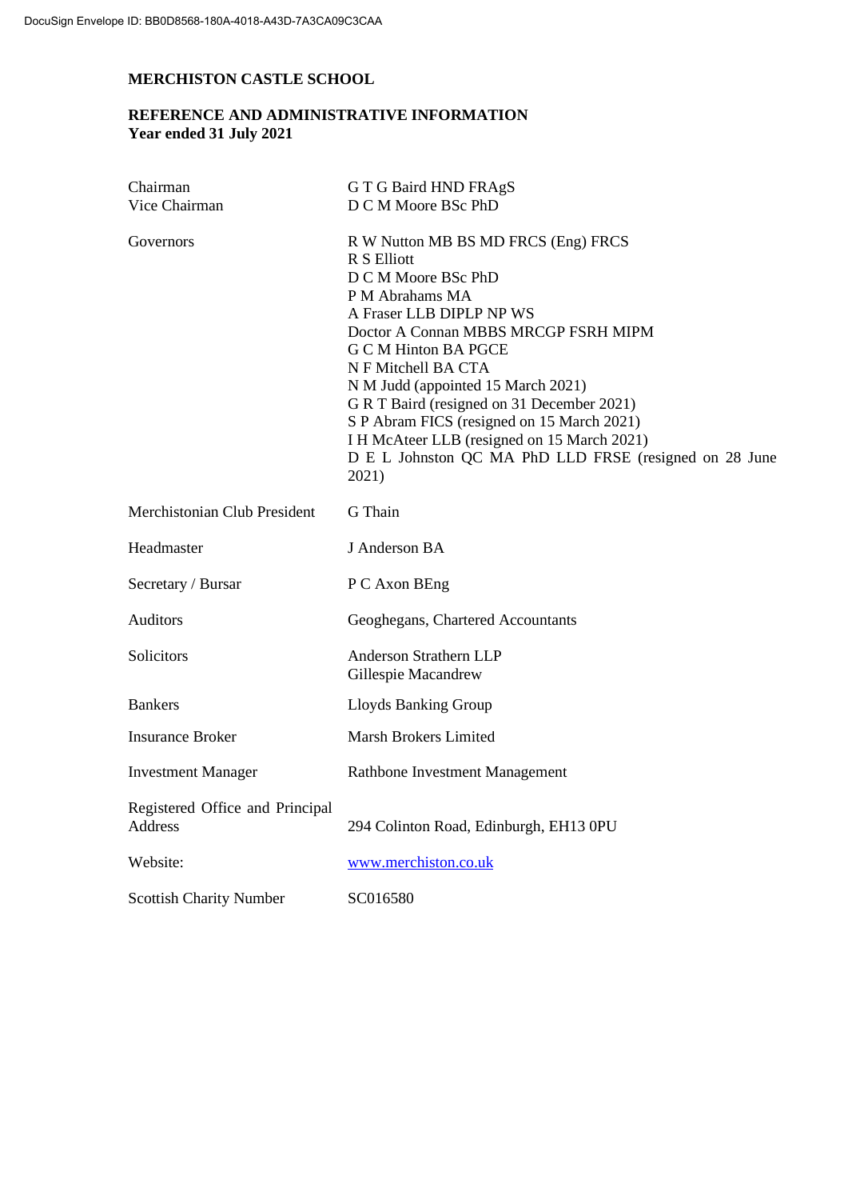# MERCHISTON CASTLE SCHOOL

## REFERENCE AND ADMINISTRATIVE INFORMATION
**Year ended 31 July 2021**

| | |
|---|---|
| Chairman | G T G Baird HND FRAgS |
| Vice Chairman | D C M Moore BSc PhD |
| Governors | R W Nutton MB BS MD FRCS (Eng) FRCS<br>R S Elliott<br>D C M Moore BSc PhD<br>P M Abrahams MA<br>A Fraser LLB DIPLP NP WS<br>Doctor A Connan MBBS MRCGP FSRH MIPM<br>G C M Hinton BA PGCE<br>N F Mitchell BA CTA<br>N M Judd (appointed 15 March 2021)<br>G R T Baird (resigned on 31 December 2021)<br>S P Abram FICS (resigned on 15 March 2021)<br>I H McAteer LLB (resigned on 15 March 2021)<br>D E L Johnston QC MA PhD LLD FRSE (resigned on 28 June 2021) |
| Merchistonian Club President | G Thain |
| Headmaster | J Anderson BA |
| Secretary / Bursar | P C Axon BEng |
| Auditors | Geoghegans, Chartered Accountants |
| Solicitors | Anderson Strathern LLP<br>Gillespie Macandrew |
| Bankers | Lloyds Banking Group |
| Insurance Broker | Marsh Brokers Limited |
| Investment Manager | Rathbone Investment Management |
| Registered Office and Principal Address | 294 Colinton Road, Edinburgh, EH13 0PU |
| Website: | www.merchiston.co.uk |
| Scottish Charity Number | SC016580 |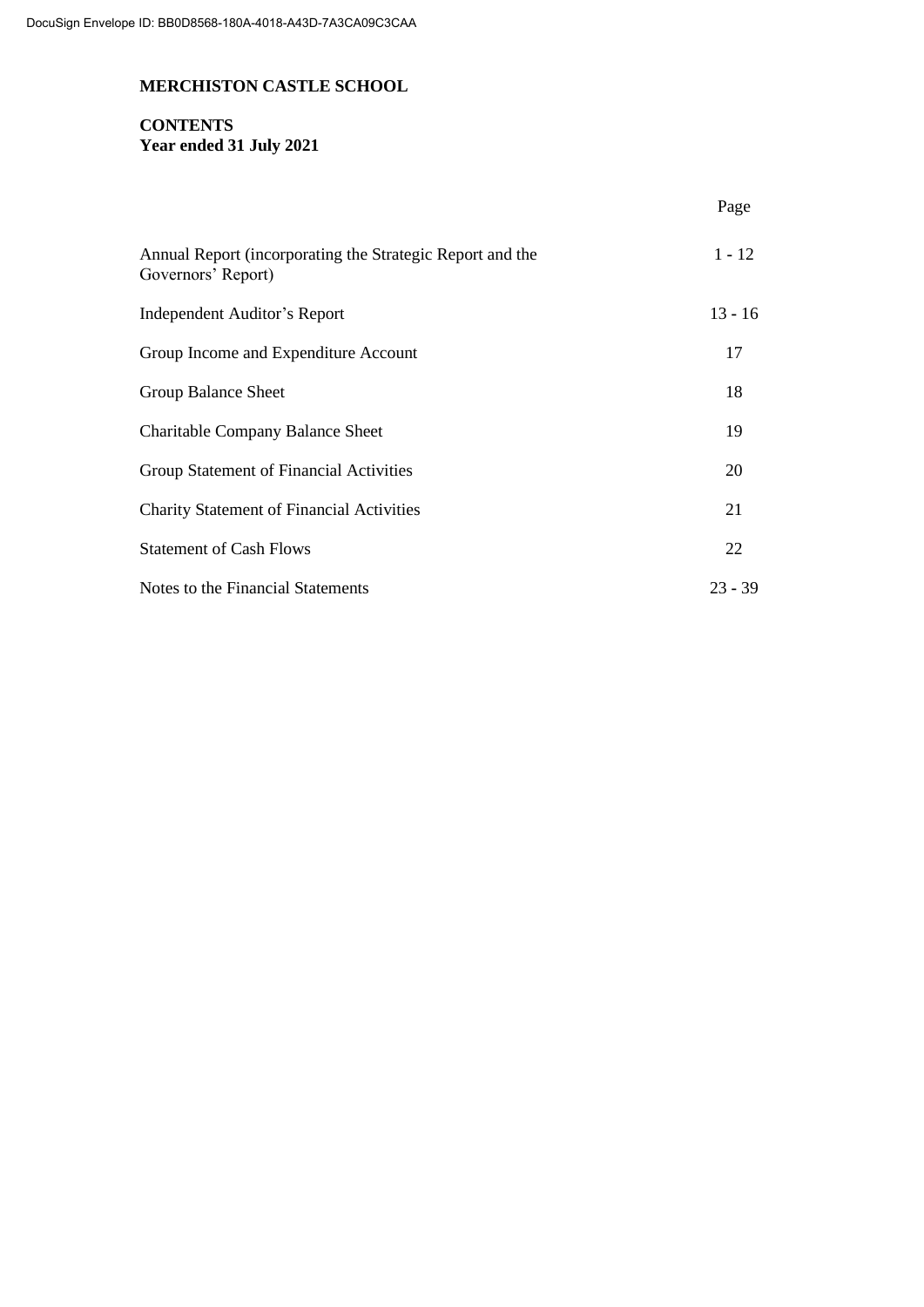# MERCHISTON CASTLE SCHOOL

## CONTENTS
**Year ended 31 July 2021**

| | Page |
|---|---|
| Annual Report (incorporating the Strategic Report and the Governors' Report) | 1 - 12 |
| Independent Auditor's Report | 13 - 16 |
| Group Income and Expenditure Account | 17 |
| Group Balance Sheet | 18 |
| Charitable Company Balance Sheet | 19 |
| Group Statement of Financial Activities | 20 |
| Charity Statement of Financial Activities | 21 |
| Statement of Cash Flows | 22 |
| Notes to the Financial Statements | 23 - 39 |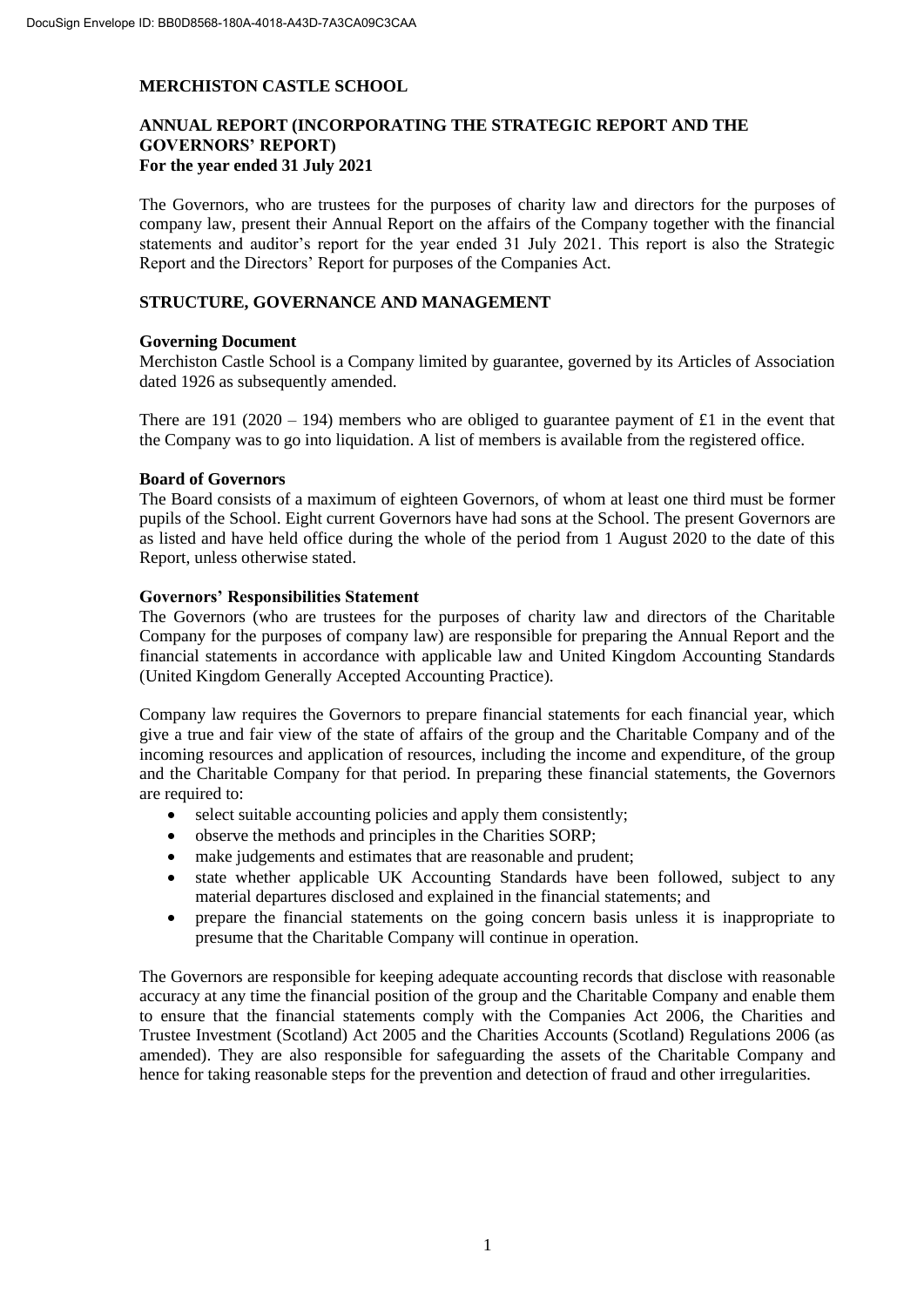# MERCHISTON CASTLE SCHOOL

## ANNUAL REPORT (INCORPORATING THE STRATEGIC REPORT AND THE GOVERNORS' REPORT)
**For the year ended 31 July 2021**

The Governors, who are trustees for the purposes of charity law and directors for the purposes of company law, present their Annual Report on the affairs of the Company together with the financial statements and auditor's report for the year ended 31 July 2021. This report is also the Strategic Report and the Directors' Report for purposes of the Companies Act.

## STRUCTURE, GOVERNANCE AND MANAGEMENT

### Governing Document
Merchiston Castle School is a Company limited by guarantee, governed by its Articles of Association dated 1926 as subsequently amended.

There are 191 (2020 – 194) members who are obliged to guarantee payment of £1 in the event that the Company was to go into liquidation. A list of members is available from the registered office.

### Board of Governors
The Board consists of a maximum of eighteen Governors, of whom at least one third must be former pupils of the School. Eight current Governors have had sons at the School. The present Governors are as listed and have held office during the whole of the period from 1 August 2020 to the date of this Report, unless otherwise stated.

### Governors' Responsibilities Statement
The Governors (who are trustees for the purposes of charity law and directors of the Charitable Company for the purposes of company law) are responsible for preparing the Annual Report and the financial statements in accordance with applicable law and United Kingdom Accounting Standards (United Kingdom Generally Accepted Accounting Practice).

Company law requires the Governors to prepare financial statements for each financial year, which give a true and fair view of the state of affairs of the group and the Charitable Company and of the incoming resources and application of resources, including the income and expenditure, of the group and the Charitable Company for that period. In preparing these financial statements, the Governors are required to:

- select suitable accounting policies and apply them consistently;
- observe the methods and principles in the Charities SORP;
- make judgements and estimates that are reasonable and prudent;
- state whether applicable UK Accounting Standards have been followed, subject to any material departures disclosed and explained in the financial statements; and
- prepare the financial statements on the going concern basis unless it is inappropriate to presume that the Charitable Company will continue in operation.

The Governors are responsible for keeping adequate accounting records that disclose with reasonable accuracy at any time the financial position of the group and the Charitable Company and enable them to ensure that the financial statements comply with the Companies Act 2006, the Charities and Trustee Investment (Scotland) Act 2005 and the Charities Accounts (Scotland) Regulations 2006 (as amended). They are also responsible for safeguarding the assets of the Charitable Company and hence for taking reasonable steps for the prevention and detection of fraud and other irregularities.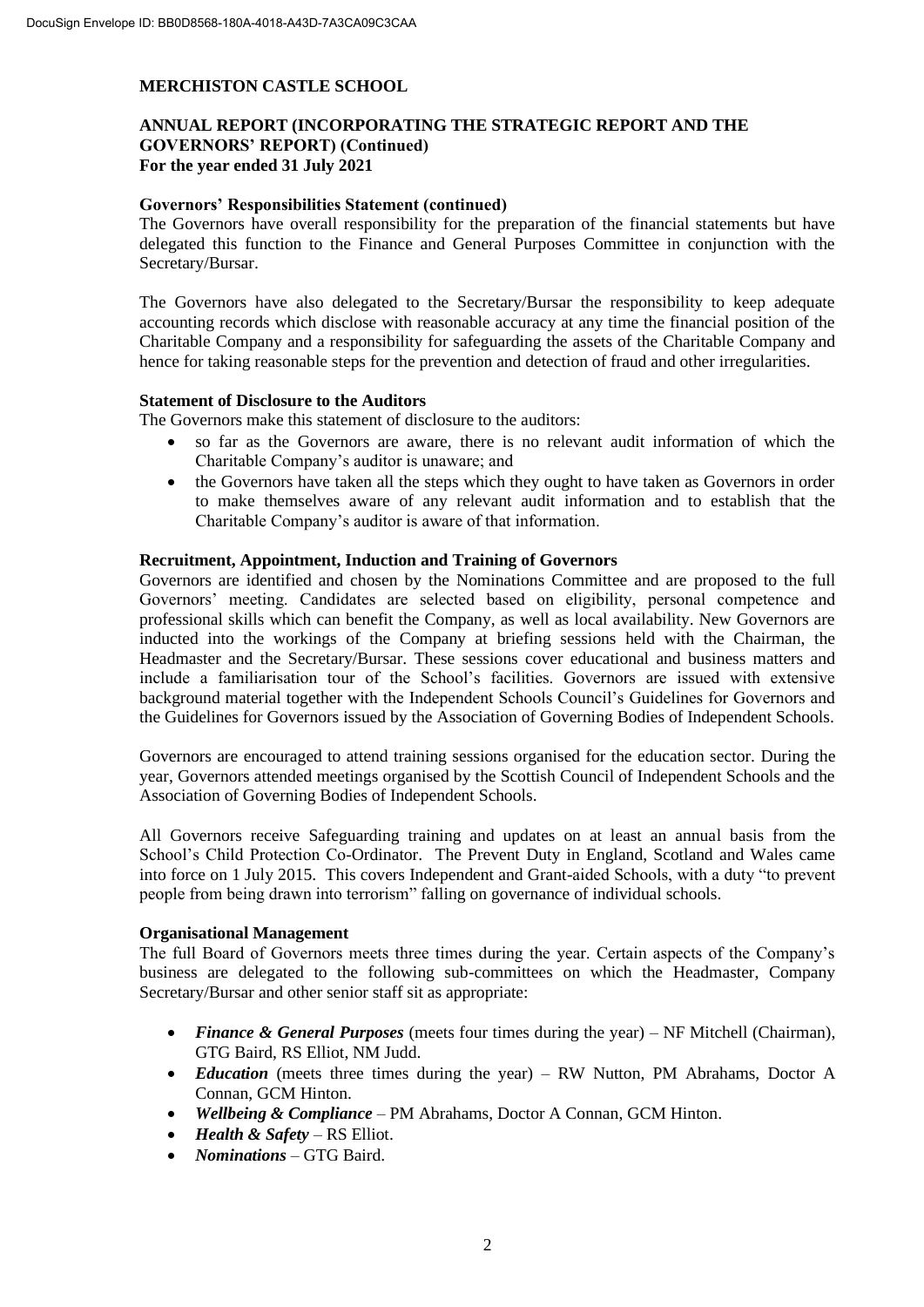**MERCHISTON CASTLE SCHOOL**

**ANNUAL REPORT (INCORPORATING THE STRATEGIC REPORT AND THE GOVERNORS' REPORT) (Continued)**
**For the year ended 31 July 2021**

**Governors' Responsibilities Statement (continued)**

The Governors have overall responsibility for the preparation of the financial statements but have delegated this function to the Finance and General Purposes Committee in conjunction with the Secretary/Bursar.

The Governors have also delegated to the Secretary/Bursar the responsibility to keep adequate accounting records which disclose with reasonable accuracy at any time the financial position of the Charitable Company and a responsibility for safeguarding the assets of the Charitable Company and hence for taking reasonable steps for the prevention and detection of fraud and other irregularities.

**Statement of Disclosure to the Auditors**

The Governors make this statement of disclosure to the auditors:

- so far as the Governors are aware, there is no relevant audit information of which the Charitable Company's auditor is unaware; and
- the Governors have taken all the steps which they ought to have taken as Governors in order to make themselves aware of any relevant audit information and to establish that the Charitable Company's auditor is aware of that information.

**Recruitment, Appointment, Induction and Training of Governors**

Governors are identified and chosen by the Nominations Committee and are proposed to the full Governors' meeting. Candidates are selected based on eligibility, personal competence and professional skills which can benefit the Company, as well as local availability. New Governors are inducted into the workings of the Company at briefing sessions held with the Chairman, the Headmaster and the Secretary/Bursar. These sessions cover educational and business matters and include a familiarisation tour of the School's facilities. Governors are issued with extensive background material together with the Independent Schools Council's Guidelines for Governors and the Guidelines for Governors issued by the Association of Governing Bodies of Independent Schools.

Governors are encouraged to attend training sessions organised for the education sector. During the year, Governors attended meetings organised by the Scottish Council of Independent Schools and the Association of Governing Bodies of Independent Schools.

All Governors receive Safeguarding training and updates on at least an annual basis from the School's Child Protection Co-Ordinator. The Prevent Duty in England, Scotland and Wales came into force on 1 July 2015. This covers Independent and Grant-aided Schools, with a duty "to prevent people from being drawn into terrorism" falling on governance of individual schools.

**Organisational Management**

The full Board of Governors meets three times during the year. Certain aspects of the Company's business are delegated to the following sub-committees on which the Headmaster, Company Secretary/Bursar and other senior staff sit as appropriate:

- ***Finance & General Purposes*** (meets four times during the year) – NF Mitchell (Chairman), GTG Baird, RS Elliot, NM Judd.
- ***Education*** (meets three times during the year) – RW Nutton, PM Abrahams, Doctor A Connan, GCM Hinton.
- ***Wellbeing & Compliance*** – PM Abrahams, Doctor A Connan, GCM Hinton.
- ***Health & Safety*** – RS Elliot.
- ***Nominations*** – GTG Baird.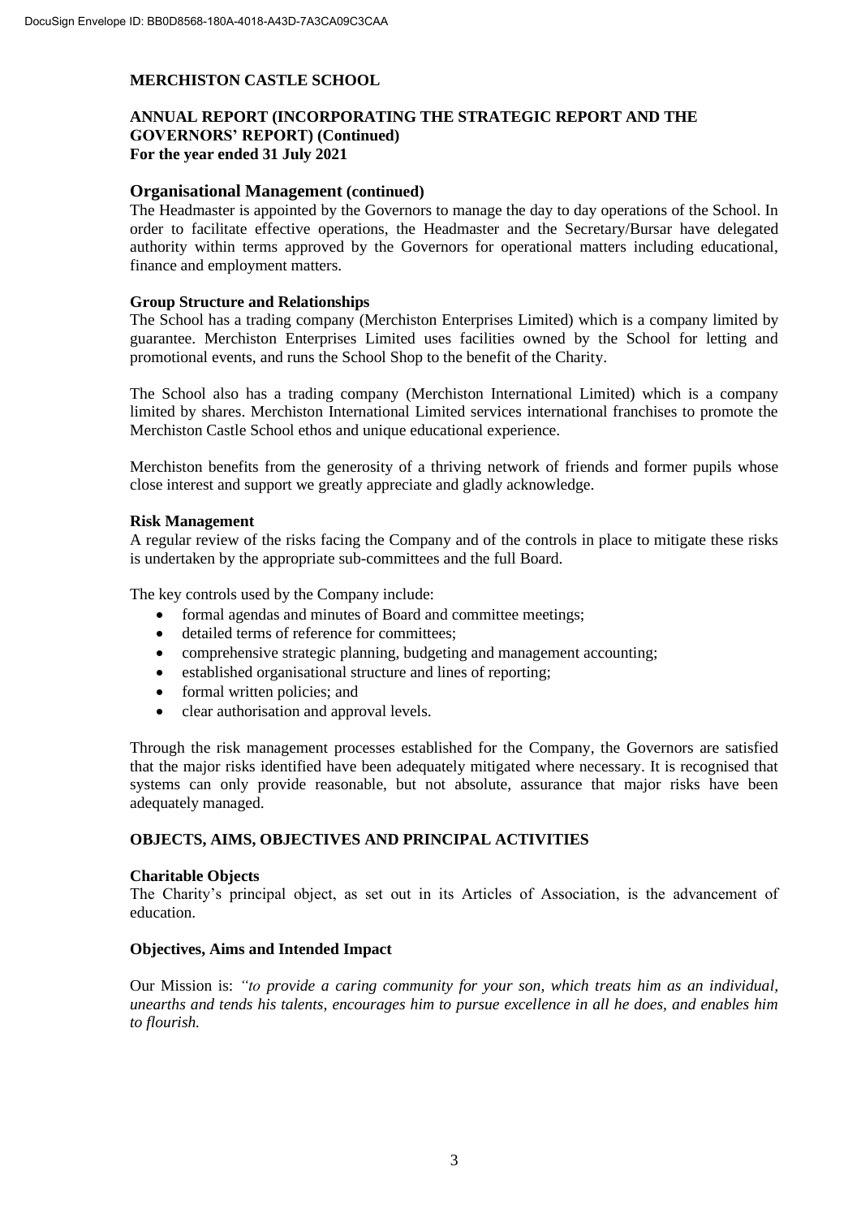**MERCHISTON CASTLE SCHOOL**

**ANNUAL REPORT (INCORPORATING THE STRATEGIC REPORT AND THE GOVERNORS' REPORT) (Continued)**
**For the year ended 31 July 2021**

## Organisational Management (continued)

The Headmaster is appointed by the Governors to manage the day to day operations of the School. In order to facilitate effective operations, the Headmaster and the Secretary/Bursar have delegated authority within terms approved by the Governors for operational matters including educational, finance and employment matters.

### Group Structure and Relationships

The School has a trading company (Merchiston Enterprises Limited) which is a company limited by guarantee. Merchiston Enterprises Limited uses facilities owned by the School for letting and promotional events, and runs the School Shop to the benefit of the Charity.

The School also has a trading company (Merchiston International Limited) which is a company limited by shares. Merchiston International Limited services international franchises to promote the Merchiston Castle School ethos and unique educational experience.

Merchiston benefits from the generosity of a thriving network of friends and former pupils whose close interest and support we greatly appreciate and gladly acknowledge.

### Risk Management

A regular review of the risks facing the Company and of the controls in place to mitigate these risks is undertaken by the appropriate sub-committees and the full Board.

The key controls used by the Company include:

- formal agendas and minutes of Board and committee meetings;
- detailed terms of reference for committees;
- comprehensive strategic planning, budgeting and management accounting;
- established organisational structure and lines of reporting;
- formal written policies; and
- clear authorisation and approval levels.

Through the risk management processes established for the Company, the Governors are satisfied that the major risks identified have been adequately mitigated where necessary. It is recognised that systems can only provide reasonable, but not absolute, assurance that major risks have been adequately managed.

## OBJECTS, AIMS, OBJECTIVES AND PRINCIPAL ACTIVITIES

### Charitable Objects

The Charity's principal object, as set out in its Articles of Association, is the advancement of education.

### Objectives, Aims and Intended Impact

Our Mission is: *"to provide a caring community for your son, which treats him as an individual, unearths and tends his talents, encourages him to pursue excellence in all he does, and enables him to flourish.*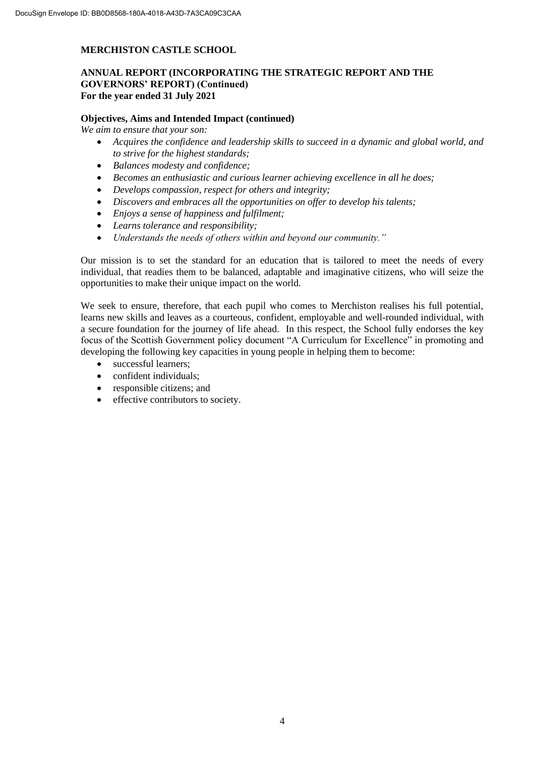**MERCHISTON CASTLE SCHOOL**

**ANNUAL REPORT (INCORPORATING THE STRATEGIC REPORT AND THE GOVERNORS' REPORT) (Continued)**
**For the year ended 31 July 2021**

**Objectives, Aims and Intended Impact (continued)**

*We aim to ensure that your son:*

- *Acquires the confidence and leadership skills to succeed in a dynamic and global world, and to strive for the highest standards;*
- *Balances modesty and confidence;*
- *Becomes an enthusiastic and curious learner achieving excellence in all he does;*
- *Develops compassion, respect for others and integrity;*
- *Discovers and embraces all the opportunities on offer to develop his talents;*
- *Enjoys a sense of happiness and fulfilment;*
- *Learns tolerance and responsibility;*
- *Understands the needs of others within and beyond our community."*

Our mission is to set the standard for an education that is tailored to meet the needs of every individual, that readies them to be balanced, adaptable and imaginative citizens, who will seize the opportunities to make their unique impact on the world.

We seek to ensure, therefore, that each pupil who comes to Merchiston realises his full potential, learns new skills and leaves as a courteous, confident, employable and well-rounded individual, with a secure foundation for the journey of life ahead. In this respect, the School fully endorses the key focus of the Scottish Government policy document "A Curriculum for Excellence" in promoting and developing the following key capacities in young people in helping them to become:

- successful learners;
- confident individuals;
- responsible citizens; and
- effective contributors to society.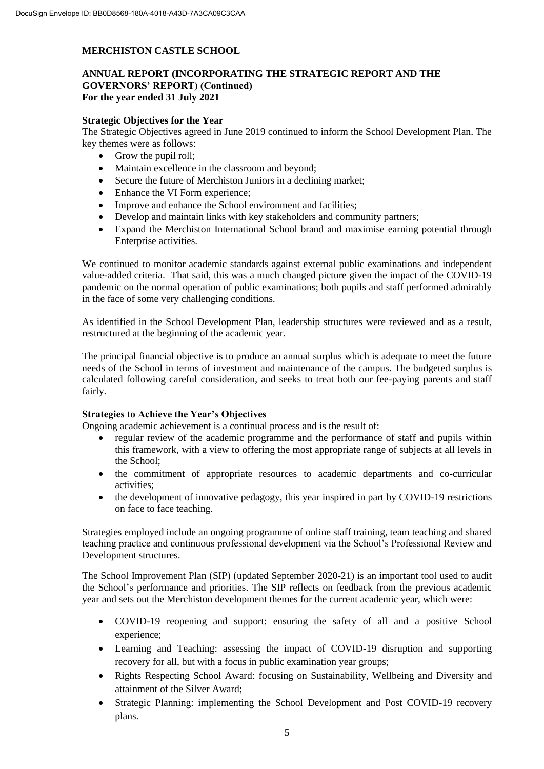**MERCHISTON CASTLE SCHOOL**

**ANNUAL REPORT (INCORPORATING THE STRATEGIC REPORT AND THE GOVERNORS' REPORT) (Continued)**
**For the year ended 31 July 2021**

**Strategic Objectives for the Year**

The Strategic Objectives agreed in June 2019 continued to inform the School Development Plan. The key themes were as follows:

- Grow the pupil roll;
- Maintain excellence in the classroom and beyond;
- Secure the future of Merchiston Juniors in a declining market;
- Enhance the VI Form experience;
- Improve and enhance the School environment and facilities;
- Develop and maintain links with key stakeholders and community partners;
- Expand the Merchiston International School brand and maximise earning potential through Enterprise activities.

We continued to monitor academic standards against external public examinations and independent value-added criteria. That said, this was a much changed picture given the impact of the COVID-19 pandemic on the normal operation of public examinations; both pupils and staff performed admirably in the face of some very challenging conditions.

As identified in the School Development Plan, leadership structures were reviewed and as a result, restructured at the beginning of the academic year.

The principal financial objective is to produce an annual surplus which is adequate to meet the future needs of the School in terms of investment and maintenance of the campus. The budgeted surplus is calculated following careful consideration, and seeks to treat both our fee-paying parents and staff fairly.

**Strategies to Achieve the Year's Objectives**

Ongoing academic achievement is a continual process and is the result of:

- regular review of the academic programme and the performance of staff and pupils within this framework, with a view to offering the most appropriate range of subjects at all levels in the School;
- the commitment of appropriate resources to academic departments and co-curricular activities;
- the development of innovative pedagogy, this year inspired in part by COVID-19 restrictions on face to face teaching.

Strategies employed include an ongoing programme of online staff training, team teaching and shared teaching practice and continuous professional development via the School's Professional Review and Development structures.

The School Improvement Plan (SIP) (updated September 2020-21) is an important tool used to audit the School's performance and priorities. The SIP reflects on feedback from the previous academic year and sets out the Merchiston development themes for the current academic year, which were:

- COVID-19 reopening and support: ensuring the safety of all and a positive School experience;
- Learning and Teaching: assessing the impact of COVID-19 disruption and supporting recovery for all, but with a focus in public examination year groups;
- Rights Respecting School Award: focusing on Sustainability, Wellbeing and Diversity and attainment of the Silver Award;
- Strategic Planning: implementing the School Development and Post COVID-19 recovery plans.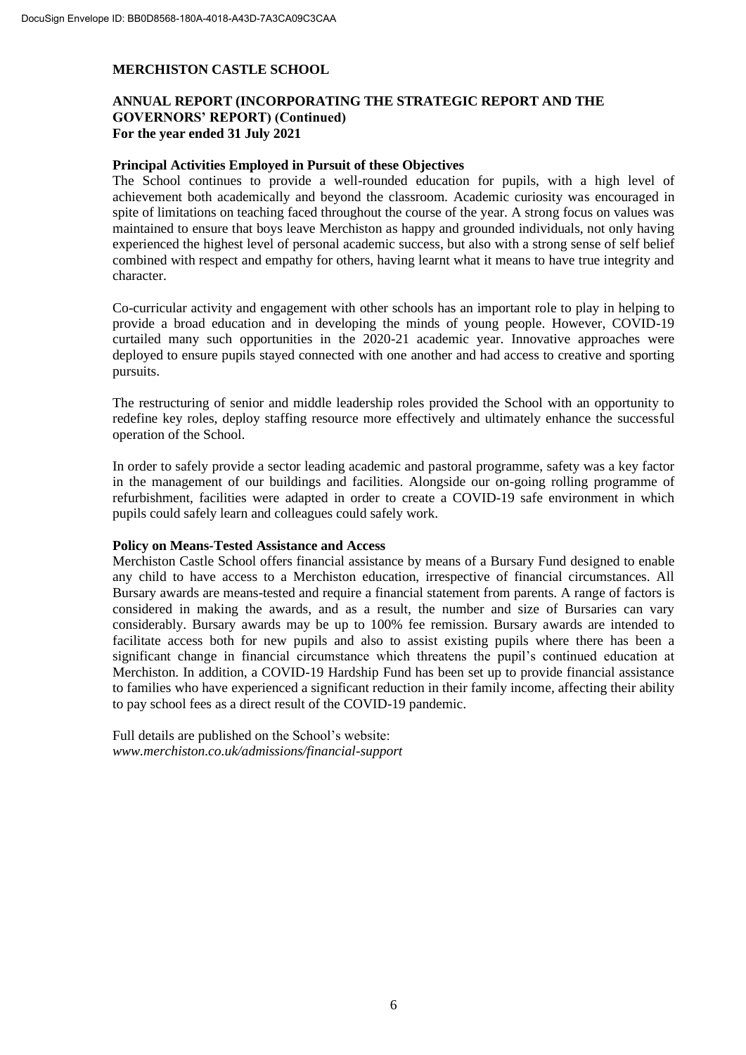**MERCHISTON CASTLE SCHOOL**

**ANNUAL REPORT (INCORPORATING THE STRATEGIC REPORT AND THE GOVERNORS' REPORT) (Continued)**
**For the year ended 31 July 2021**

**Principal Activities Employed in Pursuit of these Objectives**

The School continues to provide a well-rounded education for pupils, with a high level of achievement both academically and beyond the classroom. Academic curiosity was encouraged in spite of limitations on teaching faced throughout the course of the year. A strong focus on values was maintained to ensure that boys leave Merchiston as happy and grounded individuals, not only having experienced the highest level of personal academic success, but also with a strong sense of self belief combined with respect and empathy for others, having learnt what it means to have true integrity and character.

Co-curricular activity and engagement with other schools has an important role to play in helping to provide a broad education and in developing the minds of young people. However, COVID-19 curtailed many such opportunities in the 2020-21 academic year. Innovative approaches were deployed to ensure pupils stayed connected with one another and had access to creative and sporting pursuits.

The restructuring of senior and middle leadership roles provided the School with an opportunity to redefine key roles, deploy staffing resource more effectively and ultimately enhance the successful operation of the School.

In order to safely provide a sector leading academic and pastoral programme, safety was a key factor in the management of our buildings and facilities. Alongside our on-going rolling programme of refurbishment, facilities were adapted in order to create a COVID-19 safe environment in which pupils could safely learn and colleagues could safely work.

**Policy on Means-Tested Assistance and Access**

Merchiston Castle School offers financial assistance by means of a Bursary Fund designed to enable any child to have access to a Merchiston education, irrespective of financial circumstances. All Bursary awards are means-tested and require a financial statement from parents. A range of factors is considered in making the awards, and as a result, the number and size of Bursaries can vary considerably. Bursary awards may be up to 100% fee remission. Bursary awards are intended to facilitate access both for new pupils and also to assist existing pupils where there has been a significant change in financial circumstance which threatens the pupil's continued education at Merchiston. In addition, a COVID-19 Hardship Fund has been set up to provide financial assistance to families who have experienced a significant reduction in their family income, affecting their ability to pay school fees as a direct result of the COVID-19 pandemic.

Full details are published on the School's website:
*www.merchiston.co.uk/admissions/financial-support*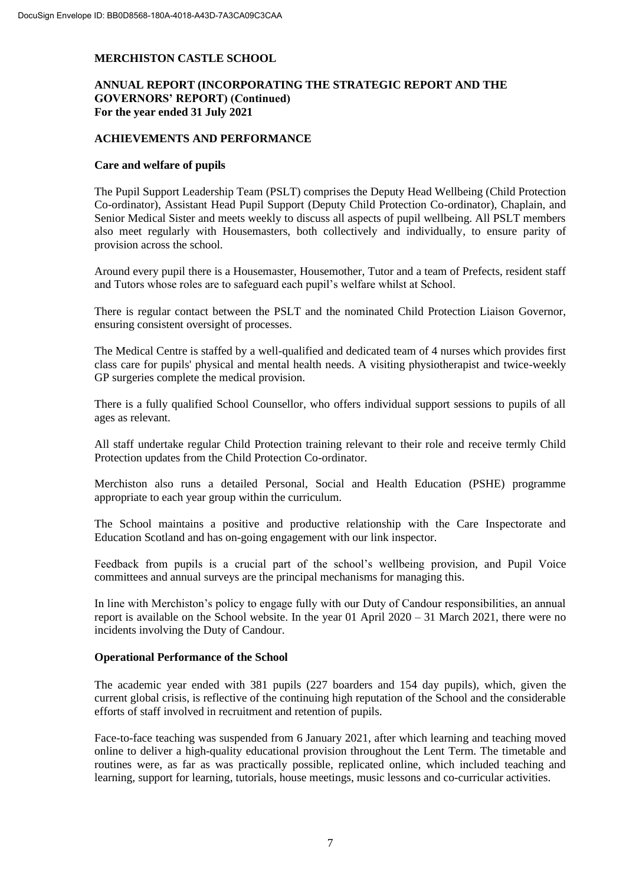**MERCHISTON CASTLE SCHOOL**

**ANNUAL REPORT (INCORPORATING THE STRATEGIC REPORT AND THE GOVERNORS' REPORT) (Continued)**
**For the year ended 31 July 2021**

## ACHIEVEMENTS AND PERFORMANCE

### Care and welfare of pupils

The Pupil Support Leadership Team (PSLT) comprises the Deputy Head Wellbeing (Child Protection Co-ordinator), Assistant Head Pupil Support (Deputy Child Protection Co-ordinator), Chaplain, and Senior Medical Sister and meets weekly to discuss all aspects of pupil wellbeing. All PSLT members also meet regularly with Housemasters, both collectively and individually, to ensure parity of provision across the school.

Around every pupil there is a Housemaster, Housemother, Tutor and a team of Prefects, resident staff and Tutors whose roles are to safeguard each pupil's welfare whilst at School.

There is regular contact between the PSLT and the nominated Child Protection Liaison Governor, ensuring consistent oversight of processes.

The Medical Centre is staffed by a well-qualified and dedicated team of 4 nurses which provides first class care for pupils' physical and mental health needs. A visiting physiotherapist and twice-weekly GP surgeries complete the medical provision.

There is a fully qualified School Counsellor, who offers individual support sessions to pupils of all ages as relevant.

All staff undertake regular Child Protection training relevant to their role and receive termly Child Protection updates from the Child Protection Co-ordinator.

Merchiston also runs a detailed Personal, Social and Health Education (PSHE) programme appropriate to each year group within the curriculum.

The School maintains a positive and productive relationship with the Care Inspectorate and Education Scotland and has on-going engagement with our link inspector.

Feedback from pupils is a crucial part of the school's wellbeing provision, and Pupil Voice committees and annual surveys are the principal mechanisms for managing this.

In line with Merchiston's policy to engage fully with our Duty of Candour responsibilities, an annual report is available on the School website. In the year 01 April 2020 – 31 March 2021, there were no incidents involving the Duty of Candour.

### Operational Performance of the School

The academic year ended with 381 pupils (227 boarders and 154 day pupils), which, given the current global crisis, is reflective of the continuing high reputation of the School and the considerable efforts of staff involved in recruitment and retention of pupils.

Face-to-face teaching was suspended from 6 January 2021, after which learning and teaching moved online to deliver a high-quality educational provision throughout the Lent Term. The timetable and routines were, as far as was practically possible, replicated online, which included teaching and learning, support for learning, tutorials, house meetings, music lessons and co-curricular activities.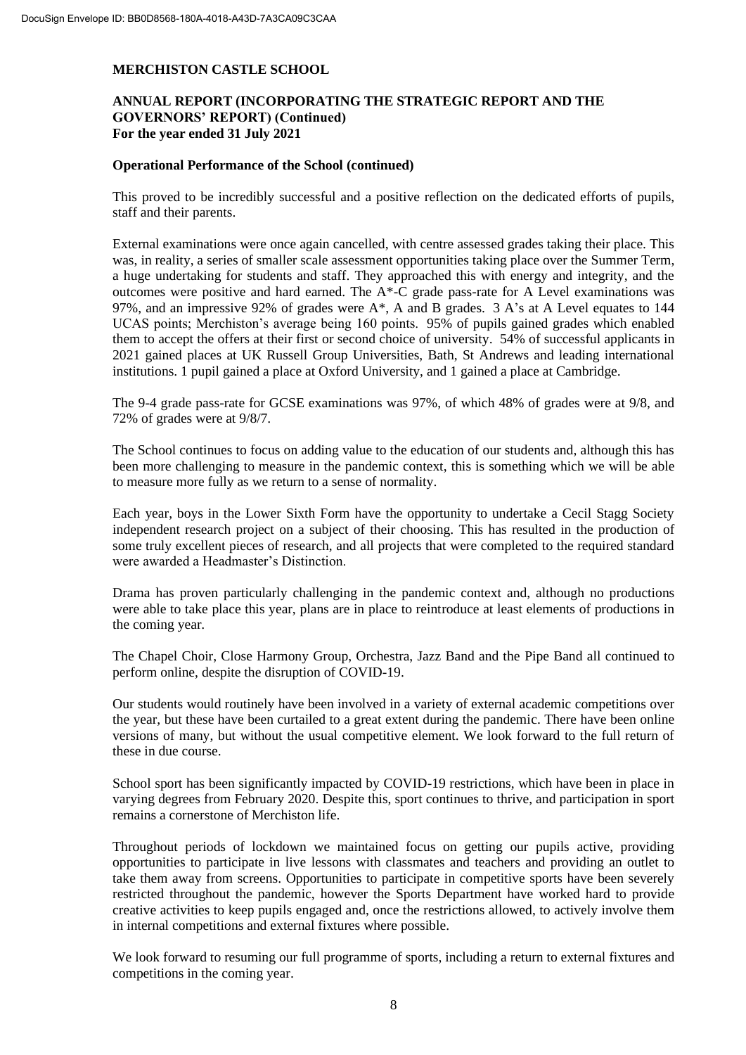**MERCHISTON CASTLE SCHOOL**

**ANNUAL REPORT (INCORPORATING THE STRATEGIC REPORT AND THE GOVERNORS' REPORT) (Continued)**
**For the year ended 31 July 2021**

**Operational Performance of the School (continued)**

This proved to be incredibly successful and a positive reflection on the dedicated efforts of pupils, staff and their parents.

External examinations were once again cancelled, with centre assessed grades taking their place. This was, in reality, a series of smaller scale assessment opportunities taking place over the Summer Term, a huge undertaking for students and staff. They approached this with energy and integrity, and the outcomes were positive and hard earned. The A*-C grade pass-rate for A Level examinations was 97%, and an impressive 92% of grades were A*, A and B grades. 3 A's at A Level equates to 144 UCAS points; Merchiston's average being 160 points. 95% of pupils gained grades which enabled them to accept the offers at their first or second choice of university. 54% of successful applicants in 2021 gained places at UK Russell Group Universities, Bath, St Andrews and leading international institutions. 1 pupil gained a place at Oxford University, and 1 gained a place at Cambridge.

The 9-4 grade pass-rate for GCSE examinations was 97%, of which 48% of grades were at 9/8, and 72% of grades were at 9/8/7.

The School continues to focus on adding value to the education of our students and, although this has been more challenging to measure in the pandemic context, this is something which we will be able to measure more fully as we return to a sense of normality.

Each year, boys in the Lower Sixth Form have the opportunity to undertake a Cecil Stagg Society independent research project on a subject of their choosing. This has resulted in the production of some truly excellent pieces of research, and all projects that were completed to the required standard were awarded a Headmaster's Distinction.

Drama has proven particularly challenging in the pandemic context and, although no productions were able to take place this year, plans are in place to reintroduce at least elements of productions in the coming year.

The Chapel Choir, Close Harmony Group, Orchestra, Jazz Band and the Pipe Band all continued to perform online, despite the disruption of COVID-19.

Our students would routinely have been involved in a variety of external academic competitions over the year, but these have been curtailed to a great extent during the pandemic. There have been online versions of many, but without the usual competitive element. We look forward to the full return of these in due course.

School sport has been significantly impacted by COVID-19 restrictions, which have been in place in varying degrees from February 2020. Despite this, sport continues to thrive, and participation in sport remains a cornerstone of Merchiston life.

Throughout periods of lockdown we maintained focus on getting our pupils active, providing opportunities to participate in live lessons with classmates and teachers and providing an outlet to take them away from screens. Opportunities to participate in competitive sports have been severely restricted throughout the pandemic, however the Sports Department have worked hard to provide creative activities to keep pupils engaged and, once the restrictions allowed, to actively involve them in internal competitions and external fixtures where possible.

We look forward to resuming our full programme of sports, including a return to external fixtures and competitions in the coming year.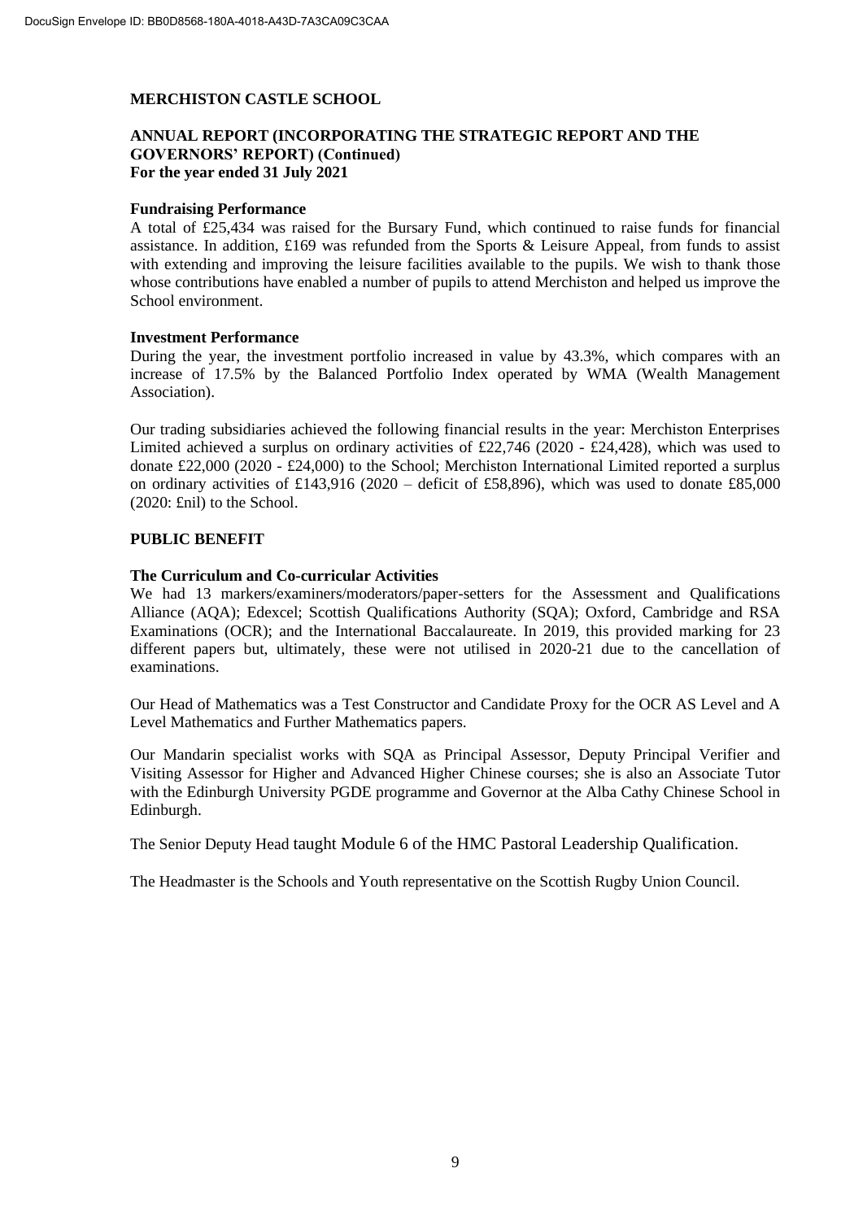**MERCHISTON CASTLE SCHOOL**

**ANNUAL REPORT (INCORPORATING THE STRATEGIC REPORT AND THE GOVERNORS' REPORT) (Continued)**
**For the year ended 31 July 2021**

**Fundraising Performance**

A total of £25,434 was raised for the Bursary Fund, which continued to raise funds for financial assistance. In addition, £169 was refunded from the Sports & Leisure Appeal, from funds to assist with extending and improving the leisure facilities available to the pupils. We wish to thank those whose contributions have enabled a number of pupils to attend Merchiston and helped us improve the School environment.

**Investment Performance**

During the year, the investment portfolio increased in value by 43.3%, which compares with an increase of 17.5% by the Balanced Portfolio Index operated by WMA (Wealth Management Association).

Our trading subsidiaries achieved the following financial results in the year: Merchiston Enterprises Limited achieved a surplus on ordinary activities of £22,746 (2020 - £24,428), which was used to donate £22,000 (2020 - £24,000) to the School; Merchiston International Limited reported a surplus on ordinary activities of £143,916 (2020 – deficit of £58,896), which was used to donate £85,000 (2020: £nil) to the School.

**PUBLIC BENEFIT**

**The Curriculum and Co-curricular Activities**

We had 13 markers/examiners/moderators/paper-setters for the Assessment and Qualifications Alliance (AQA); Edexcel; Scottish Qualifications Authority (SQA); Oxford, Cambridge and RSA Examinations (OCR); and the International Baccalaureate. In 2019, this provided marking for 23 different papers but, ultimately, these were not utilised in 2020-21 due to the cancellation of examinations.

Our Head of Mathematics was a Test Constructor and Candidate Proxy for the OCR AS Level and A Level Mathematics and Further Mathematics papers.

Our Mandarin specialist works with SQA as Principal Assessor, Deputy Principal Verifier and Visiting Assessor for Higher and Advanced Higher Chinese courses; she is also an Associate Tutor with the Edinburgh University PGDE programme and Governor at the Alba Cathy Chinese School in Edinburgh.

The Senior Deputy Head taught Module 6 of the HMC Pastoral Leadership Qualification.

The Headmaster is the Schools and Youth representative on the Scottish Rugby Union Council.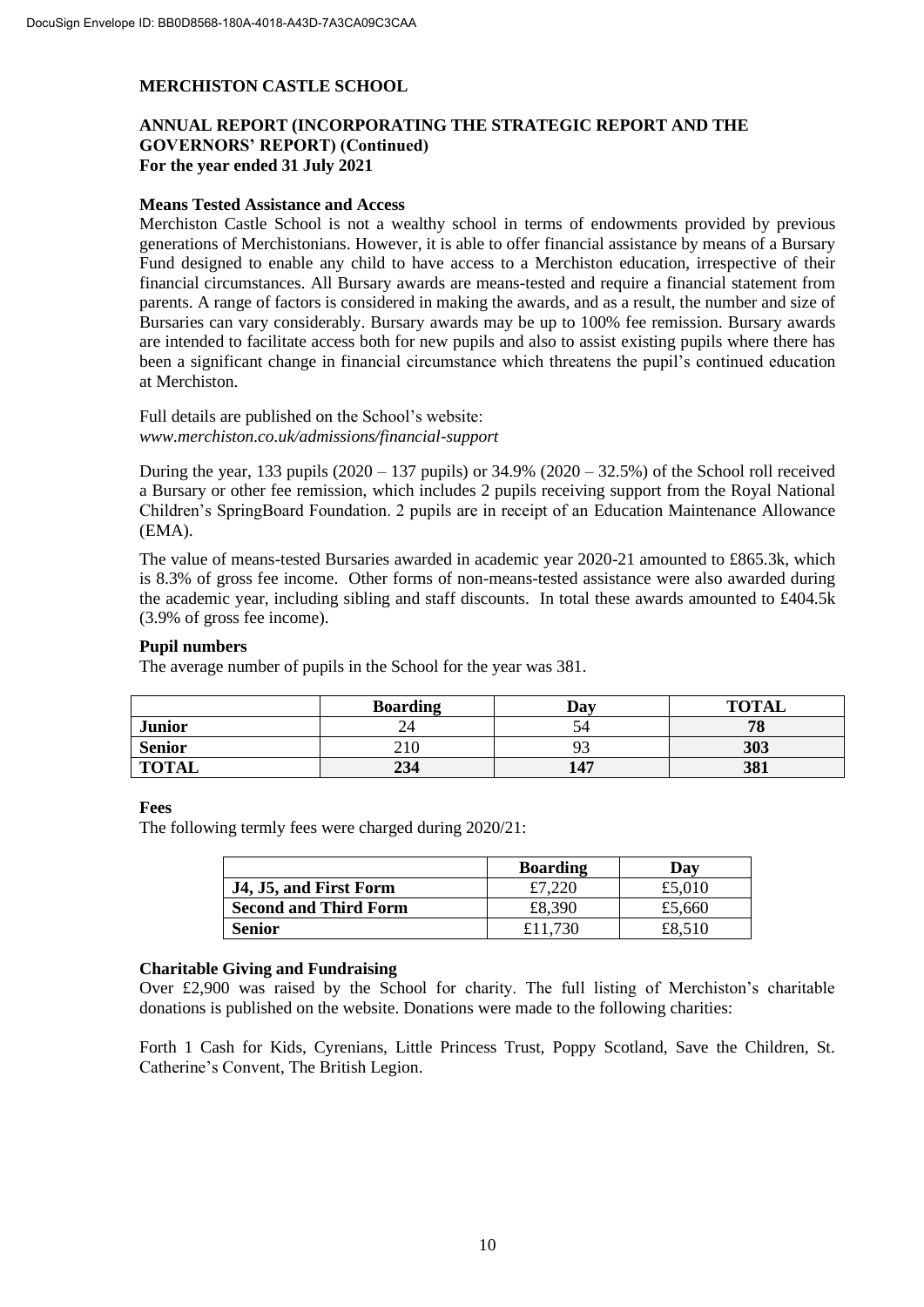# MERCHISTON CASTLE SCHOOL

## ANNUAL REPORT (INCORPORATING THE STRATEGIC REPORT AND THE GOVERNORS' REPORT) (Continued)
**For the year ended 31 July 2021**

### Means Tested Assistance and Access

Merchiston Castle School is not a wealthy school in terms of endowments provided by previous generations of Merchistonians. However, it is able to offer financial assistance by means of a Bursary Fund designed to enable any child to have access to a Merchiston education, irrespective of their financial circumstances. All Bursary awards are means-tested and require a financial statement from parents. A range of factors is considered in making the awards, and as a result, the number and size of Bursaries can vary considerably. Bursary awards may be up to 100% fee remission. Bursary awards are intended to facilitate access both for new pupils and also to assist existing pupils where there has been a significant change in financial circumstance which threatens the pupil's continued education at Merchiston.

Full details are published on the School's website:
*www.merchiston.co.uk/admissions/financial-support*

During the year, 133 pupils (2020 – 137 pupils) or 34.9% (2020 – 32.5%) of the School roll received a Bursary or other fee remission, which includes 2 pupils receiving support from the Royal National Children's SpringBoard Foundation. 2 pupils are in receipt of an Education Maintenance Allowance (EMA).

The value of means-tested Bursaries awarded in academic year 2020-21 amounted to £865.3k, which is 8.3% of gross fee income. Other forms of non-means-tested assistance were also awarded during the academic year, including sibling and staff discounts. In total these awards amounted to £404.5k (3.9% of gross fee income).

### Pupil numbers

The average number of pupils in the School for the year was 381.

| | Boarding | Day | TOTAL |
|---|---|---|---|
| **Junior** | 24 | 54 | **78** |
| **Senior** | 210 | 93 | **303** |
| **TOTAL** | **234** | **147** | **381** |

### Fees

The following termly fees were charged during 2020/21:

| | Boarding | Day |
|---|---|---|
| **J4, J5, and First Form** | £7,220 | £5,010 |
| **Second and Third Form** | £8,390 | £5,660 |
| **Senior** | £11,730 | £8,510 |

### Charitable Giving and Fundraising

Over £2,900 was raised by the School for charity. The full listing of Merchiston's charitable donations is published on the website. Donations were made to the following charities:

Forth 1 Cash for Kids, Cyrenians, Little Princess Trust, Poppy Scotland, Save the Children, St. Catherine's Convent, The British Legion.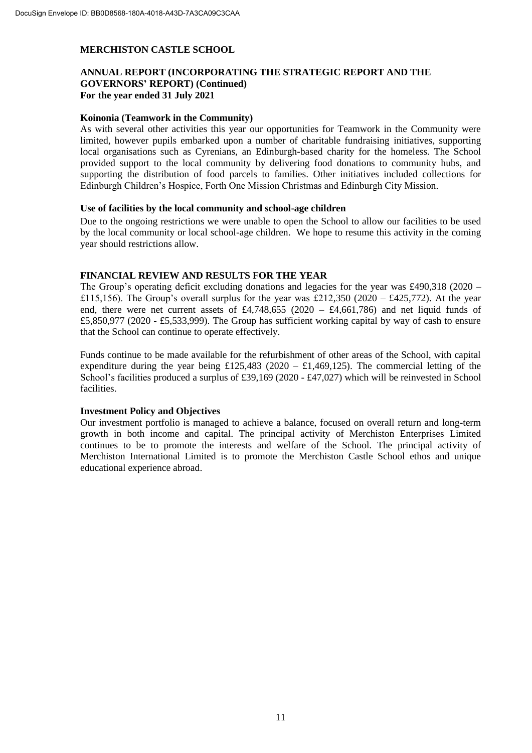**MERCHISTON CASTLE SCHOOL**

**ANNUAL REPORT (INCORPORATING THE STRATEGIC REPORT AND THE GOVERNORS' REPORT) (Continued)**
**For the year ended 31 July 2021**

**Koinonia (Teamwork in the Community)**

As with several other activities this year our opportunities for Teamwork in the Community were limited, however pupils embarked upon a number of charitable fundraising initiatives, supporting local organisations such as Cyrenians, an Edinburgh-based charity for the homeless. The School provided support to the local community by delivering food donations to community hubs, and supporting the distribution of food parcels to families. Other initiatives included collections for Edinburgh Children's Hospice, Forth One Mission Christmas and Edinburgh City Mission.

**Use of facilities by the local community and school-age children**

Due to the ongoing restrictions we were unable to open the School to allow our facilities to be used by the local community or local school-age children. We hope to resume this activity in the coming year should restrictions allow.

**FINANCIAL REVIEW AND RESULTS FOR THE YEAR**

The Group's operating deficit excluding donations and legacies for the year was £490,318 (2020 – £115,156). The Group's overall surplus for the year was £212,350 (2020 – £425,772). At the year end, there were net current assets of £4,748,655 (2020 – £4,661,786) and net liquid funds of £5,850,977 (2020 - £5,533,999). The Group has sufficient working capital by way of cash to ensure that the School can continue to operate effectively.

Funds continue to be made available for the refurbishment of other areas of the School, with capital expenditure during the year being £125,483 (2020 – £1,469,125). The commercial letting of the School's facilities produced a surplus of £39,169 (2020 - £47,027) which will be reinvested in School facilities.

**Investment Policy and Objectives**

Our investment portfolio is managed to achieve a balance, focused on overall return and long-term growth in both income and capital. The principal activity of Merchiston Enterprises Limited continues to be to promote the interests and welfare of the School. The principal activity of Merchiston International Limited is to promote the Merchiston Castle School ethos and unique educational experience abroad.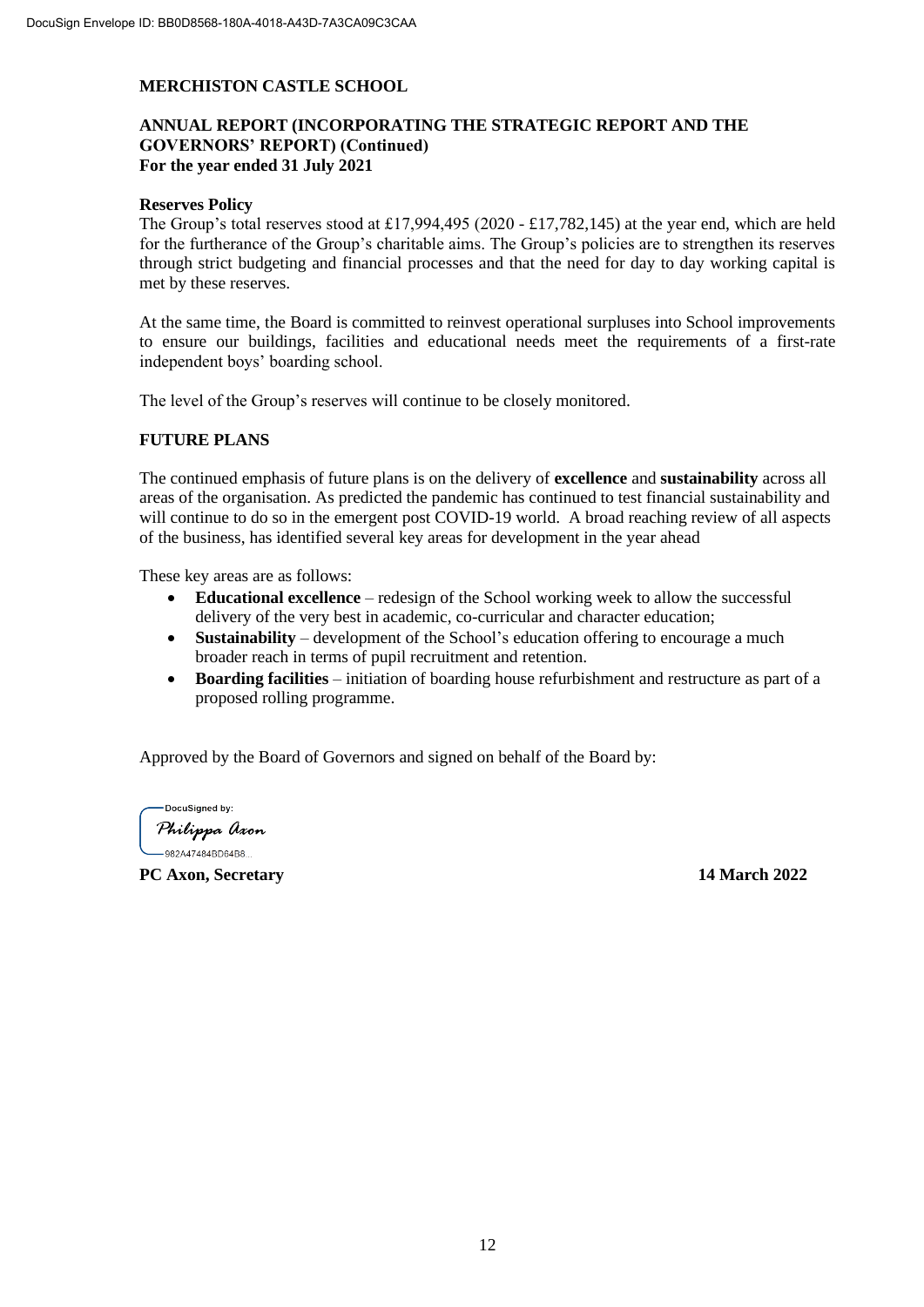**MERCHISTON CASTLE SCHOOL**

**ANNUAL REPORT (INCORPORATING THE STRATEGIC REPORT AND THE GOVERNORS' REPORT) (Continued)**
**For the year ended 31 July 2021**

**Reserves Policy**

The Group's total reserves stood at £17,994,495 (2020 - £17,782,145) at the year end, which are held for the furtherance of the Group's charitable aims. The Group's policies are to strengthen its reserves through strict budgeting and financial processes and that the need for day to day working capital is met by these reserves.

At the same time, the Board is committed to reinvest operational surpluses into School improvements to ensure our buildings, facilities and educational needs meet the requirements of a first-rate independent boys' boarding school.

The level of the Group's reserves will continue to be closely monitored.

**FUTURE PLANS**

The continued emphasis of future plans is on the delivery of **excellence** and **sustainability** across all areas of the organisation. As predicted the pandemic has continued to test financial sustainability and will continue to do so in the emergent post COVID-19 world. A broad reaching review of all aspects of the business, has identified several key areas for development in the year ahead

These key areas are as follows:

- **Educational excellence** – redesign of the School working week to allow the successful delivery of the very best in academic, co-curricular and character education;
- **Sustainability** – development of the School's education offering to encourage a much broader reach in terms of pupil recruitment and retention.
- **Boarding facilities** – initiation of boarding house refurbishment and restructure as part of a proposed rolling programme.

Approved by the Board of Governors and signed on behalf of the Board by:

DocuSigned by:
Philippa Axon
982A47484BD64B8...

**PC Axon, Secretary** **14 March 2022**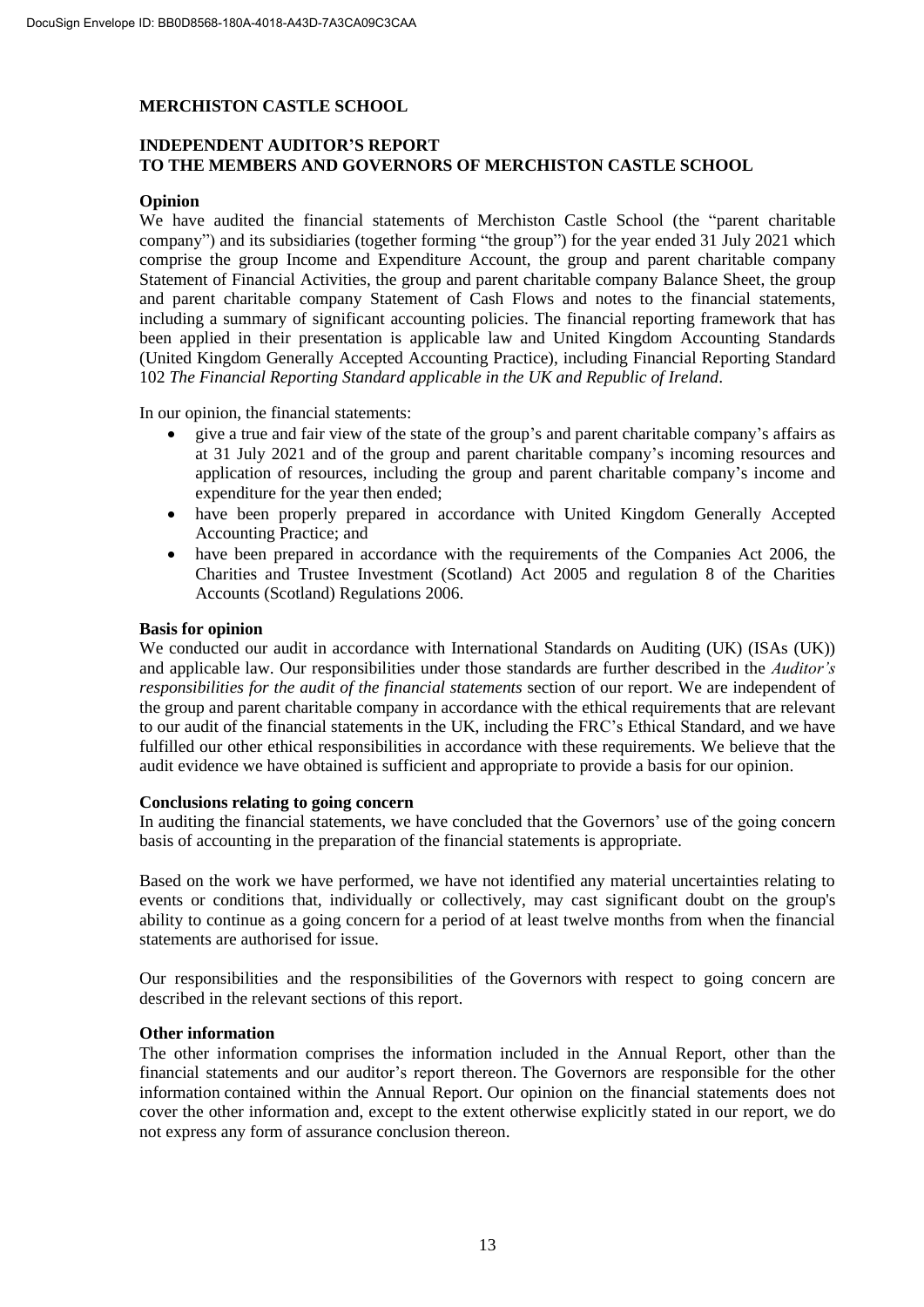**MERCHISTON CASTLE SCHOOL**

**INDEPENDENT AUDITOR'S REPORT**
**TO THE MEMBERS AND GOVERNORS OF MERCHISTON CASTLE SCHOOL**

**Opinion**

We have audited the financial statements of Merchiston Castle School (the "parent charitable company") and its subsidiaries (together forming "the group") for the year ended 31 July 2021 which comprise the group Income and Expenditure Account, the group and parent charitable company Statement of Financial Activities, the group and parent charitable company Balance Sheet, the group and parent charitable company Statement of Cash Flows and notes to the financial statements, including a summary of significant accounting policies. The financial reporting framework that has been applied in their presentation is applicable law and United Kingdom Accounting Standards (United Kingdom Generally Accepted Accounting Practice), including Financial Reporting Standard 102 *The Financial Reporting Standard applicable in the UK and Republic of Ireland*.

In our opinion, the financial statements:

- give a true and fair view of the state of the group's and parent charitable company's affairs as at 31 July 2021 and of the group and parent charitable company's incoming resources and application of resources, including the group and parent charitable company's income and expenditure for the year then ended;
- have been properly prepared in accordance with United Kingdom Generally Accepted Accounting Practice; and
- have been prepared in accordance with the requirements of the Companies Act 2006, the Charities and Trustee Investment (Scotland) Act 2005 and regulation 8 of the Charities Accounts (Scotland) Regulations 2006.

**Basis for opinion**

We conducted our audit in accordance with International Standards on Auditing (UK) (ISAs (UK)) and applicable law. Our responsibilities under those standards are further described in the *Auditor's responsibilities for the audit of the financial statements* section of our report. We are independent of the group and parent charitable company in accordance with the ethical requirements that are relevant to our audit of the financial statements in the UK, including the FRC's Ethical Standard, and we have fulfilled our other ethical responsibilities in accordance with these requirements. We believe that the audit evidence we have obtained is sufficient and appropriate to provide a basis for our opinion.

**Conclusions relating to going concern**

In auditing the financial statements, we have concluded that the Governors' use of the going concern basis of accounting in the preparation of the financial statements is appropriate.

Based on the work we have performed, we have not identified any material uncertainties relating to events or conditions that, individually or collectively, may cast significant doubt on the group's ability to continue as a going concern for a period of at least twelve months from when the financial statements are authorised for issue.

Our responsibilities and the responsibilities of the Governors with respect to going concern are described in the relevant sections of this report.

**Other information**

The other information comprises the information included in the Annual Report, other than the financial statements and our auditor's report thereon. The Governors are responsible for the other information contained within the Annual Report. Our opinion on the financial statements does not cover the other information and, except to the extent otherwise explicitly stated in our report, we do not express any form of assurance conclusion thereon.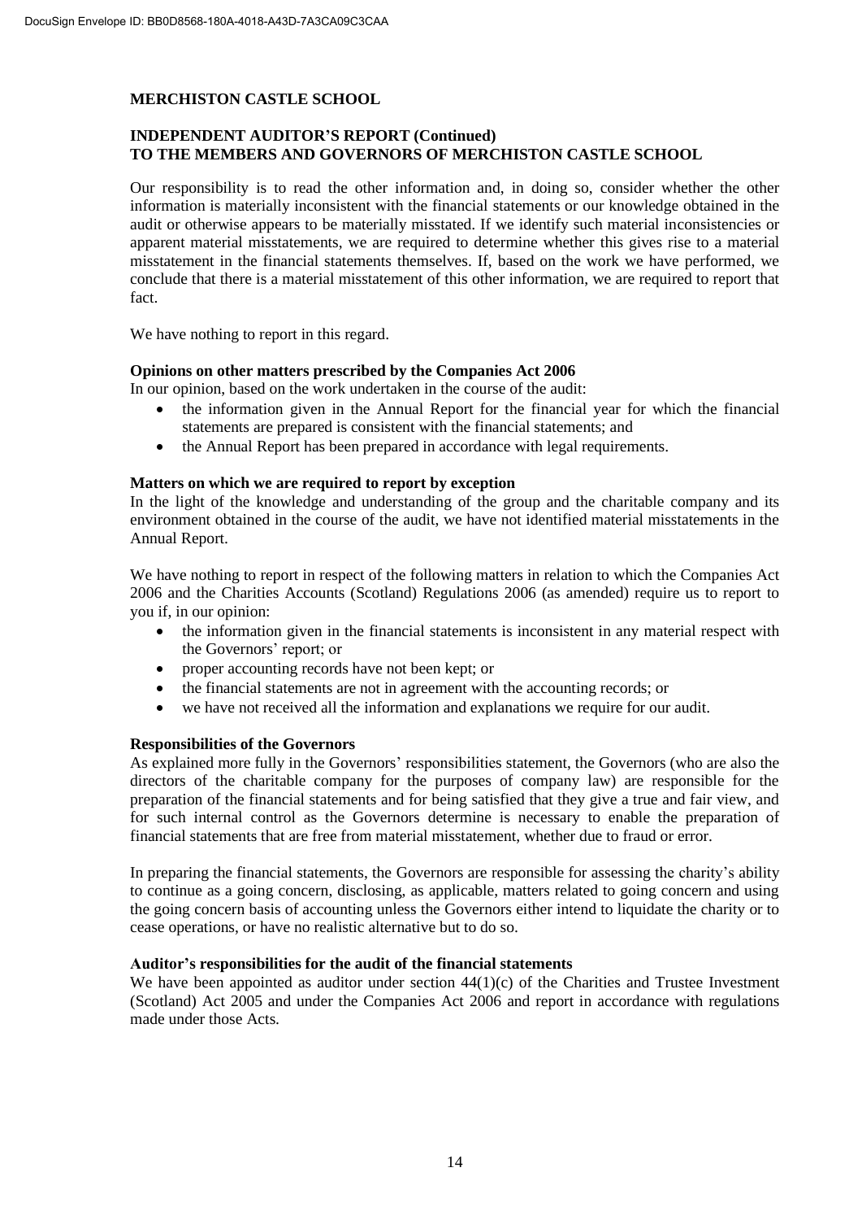**MERCHISTON CASTLE SCHOOL**

**INDEPENDENT AUDITOR'S REPORT (Continued)**
**TO THE MEMBERS AND GOVERNORS OF MERCHISTON CASTLE SCHOOL**

Our responsibility is to read the other information and, in doing so, consider whether the other information is materially inconsistent with the financial statements or our knowledge obtained in the audit or otherwise appears to be materially misstated. If we identify such material inconsistencies or apparent material misstatements, we are required to determine whether this gives rise to a material misstatement in the financial statements themselves. If, based on the work we have performed, we conclude that there is a material misstatement of this other information, we are required to report that fact.

We have nothing to report in this regard.

**Opinions on other matters prescribed by the Companies Act 2006**

In our opinion, based on the work undertaken in the course of the audit:

- the information given in the Annual Report for the financial year for which the financial statements are prepared is consistent with the financial statements; and
- the Annual Report has been prepared in accordance with legal requirements.

**Matters on which we are required to report by exception**

In the light of the knowledge and understanding of the group and the charitable company and its environment obtained in the course of the audit, we have not identified material misstatements in the Annual Report.

We have nothing to report in respect of the following matters in relation to which the Companies Act 2006 and the Charities Accounts (Scotland) Regulations 2006 (as amended) require us to report to you if, in our opinion:

- the information given in the financial statements is inconsistent in any material respect with the Governors' report; or
- proper accounting records have not been kept; or
- the financial statements are not in agreement with the accounting records; or
- we have not received all the information and explanations we require for our audit.

**Responsibilities of the Governors**

As explained more fully in the Governors' responsibilities statement, the Governors (who are also the directors of the charitable company for the purposes of company law) are responsible for the preparation of the financial statements and for being satisfied that they give a true and fair view, and for such internal control as the Governors determine is necessary to enable the preparation of financial statements that are free from material misstatement, whether due to fraud or error.

In preparing the financial statements, the Governors are responsible for assessing the charity's ability to continue as a going concern, disclosing, as applicable, matters related to going concern and using the going concern basis of accounting unless the Governors either intend to liquidate the charity or to cease operations, or have no realistic alternative but to do so.

**Auditor's responsibilities for the audit of the financial statements**

We have been appointed as auditor under section 44(1)(c) of the Charities and Trustee Investment (Scotland) Act 2005 and under the Companies Act 2006 and report in accordance with regulations made under those Acts.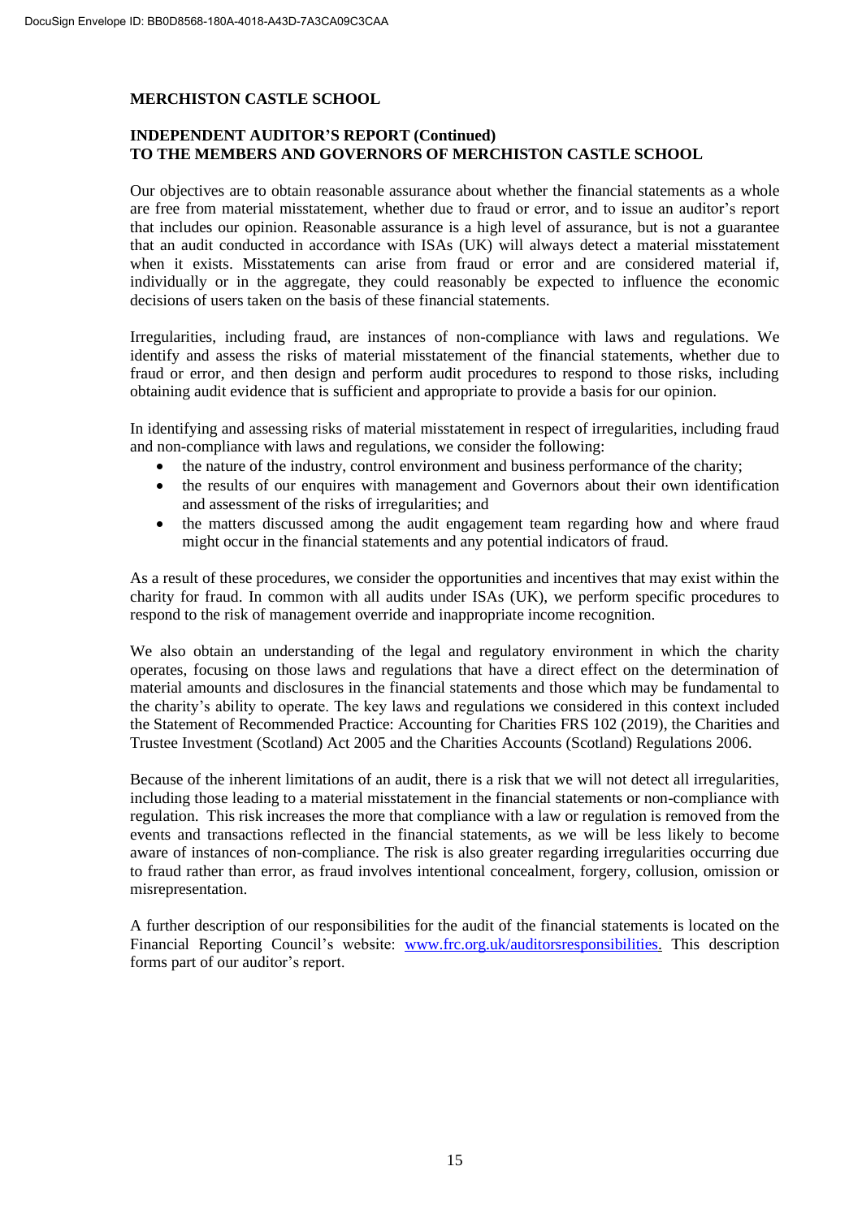**MERCHISTON CASTLE SCHOOL**

**INDEPENDENT AUDITOR'S REPORT (Continued)**
**TO THE MEMBERS AND GOVERNORS OF MERCHISTON CASTLE SCHOOL**

Our objectives are to obtain reasonable assurance about whether the financial statements as a whole are free from material misstatement, whether due to fraud or error, and to issue an auditor's report that includes our opinion. Reasonable assurance is a high level of assurance, but is not a guarantee that an audit conducted in accordance with ISAs (UK) will always detect a material misstatement when it exists. Misstatements can arise from fraud or error and are considered material if, individually or in the aggregate, they could reasonably be expected to influence the economic decisions of users taken on the basis of these financial statements.

Irregularities, including fraud, are instances of non-compliance with laws and regulations. We identify and assess the risks of material misstatement of the financial statements, whether due to fraud or error, and then design and perform audit procedures to respond to those risks, including obtaining audit evidence that is sufficient and appropriate to provide a basis for our opinion.

In identifying and assessing risks of material misstatement in respect of irregularities, including fraud and non-compliance with laws and regulations, we consider the following:

- the nature of the industry, control environment and business performance of the charity;
- the results of our enquires with management and Governors about their own identification and assessment of the risks of irregularities; and
- the matters discussed among the audit engagement team regarding how and where fraud might occur in the financial statements and any potential indicators of fraud.

As a result of these procedures, we consider the opportunities and incentives that may exist within the charity for fraud. In common with all audits under ISAs (UK), we perform specific procedures to respond to the risk of management override and inappropriate income recognition.

We also obtain an understanding of the legal and regulatory environment in which the charity operates, focusing on those laws and regulations that have a direct effect on the determination of material amounts and disclosures in the financial statements and those which may be fundamental to the charity's ability to operate. The key laws and regulations we considered in this context included the Statement of Recommended Practice: Accounting for Charities FRS 102 (2019), the Charities and Trustee Investment (Scotland) Act 2005 and the Charities Accounts (Scotland) Regulations 2006.

Because of the inherent limitations of an audit, there is a risk that we will not detect all irregularities, including those leading to a material misstatement in the financial statements or non-compliance with regulation. This risk increases the more that compliance with a law or regulation is removed from the events and transactions reflected in the financial statements, as we will be less likely to become aware of instances of non-compliance. The risk is also greater regarding irregularities occurring due to fraud rather than error, as fraud involves intentional concealment, forgery, collusion, omission or misrepresentation.

A further description of our responsibilities for the audit of the financial statements is located on the Financial Reporting Council's website: www.frc.org.uk/auditorsresponsibilities. This description forms part of our auditor's report.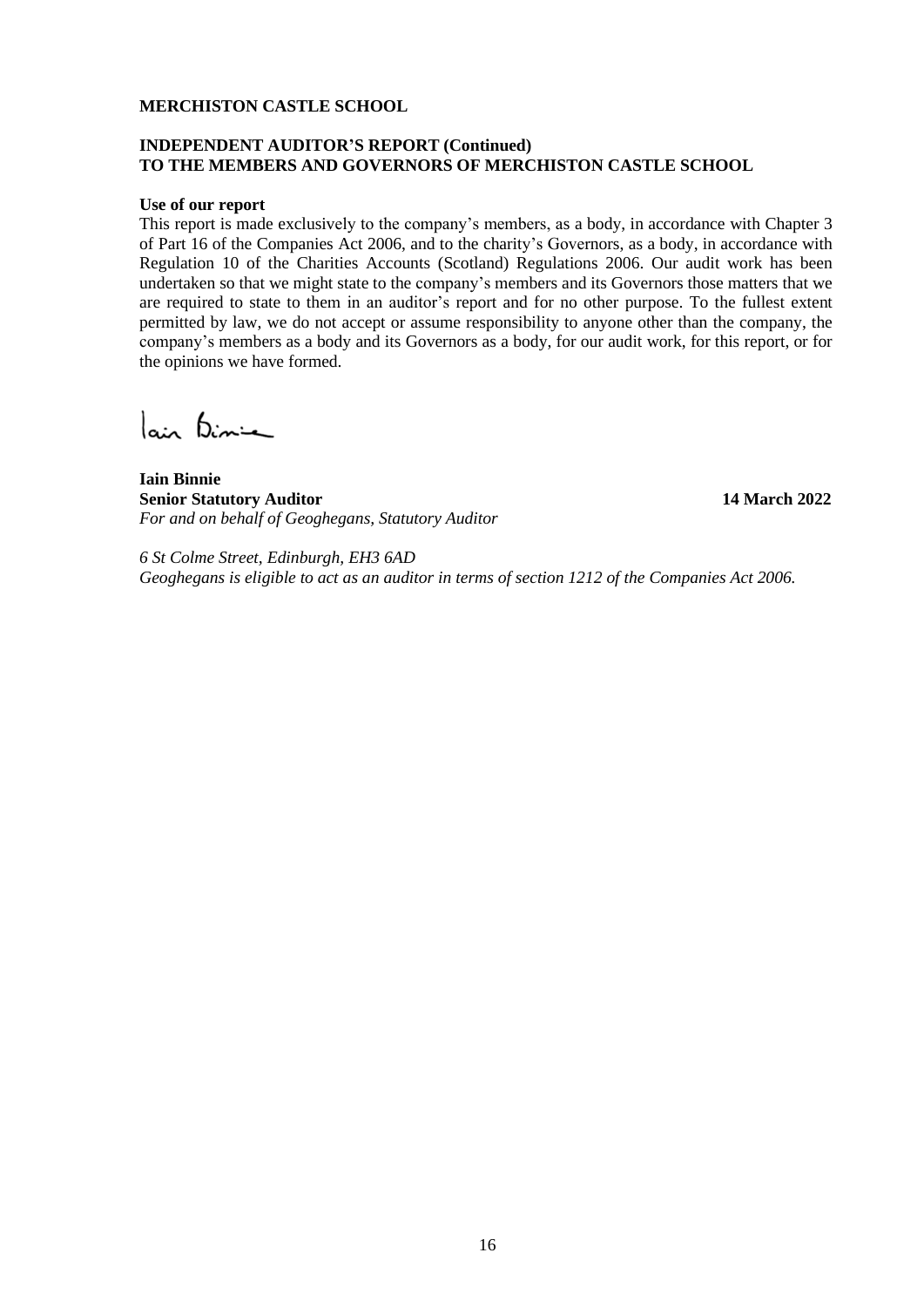**MERCHISTON CASTLE SCHOOL**

**INDEPENDENT AUDITOR'S REPORT (Continued)**
**TO THE MEMBERS AND GOVERNORS OF MERCHISTON CASTLE SCHOOL**

**Use of our report**

This report is made exclusively to the company's members, as a body, in accordance with Chapter 3 of Part 16 of the Companies Act 2006, and to the charity's Governors, as a body, in accordance with Regulation 10 of the Charities Accounts (Scotland) Regulations 2006. Our audit work has been undertaken so that we might state to the company's members and its Governors those matters that we are required to state to them in an auditor's report and for no other purpose. To the fullest extent permitted by law, we do not accept or assume responsibility to anyone other than the company, the company's members as a body and its Governors as a body, for our audit work, for this report, or for the opinions we have formed.

Iain Binnie

**Iain Binnie**
**Senior Statutory Auditor** **14 March 2022**
*For and on behalf of Geoghegans, Statutory Auditor*

*6 St Colme Street, Edinburgh, EH3 6AD*
*Geoghegans is eligible to act as an auditor in terms of section 1212 of the Companies Act 2006.*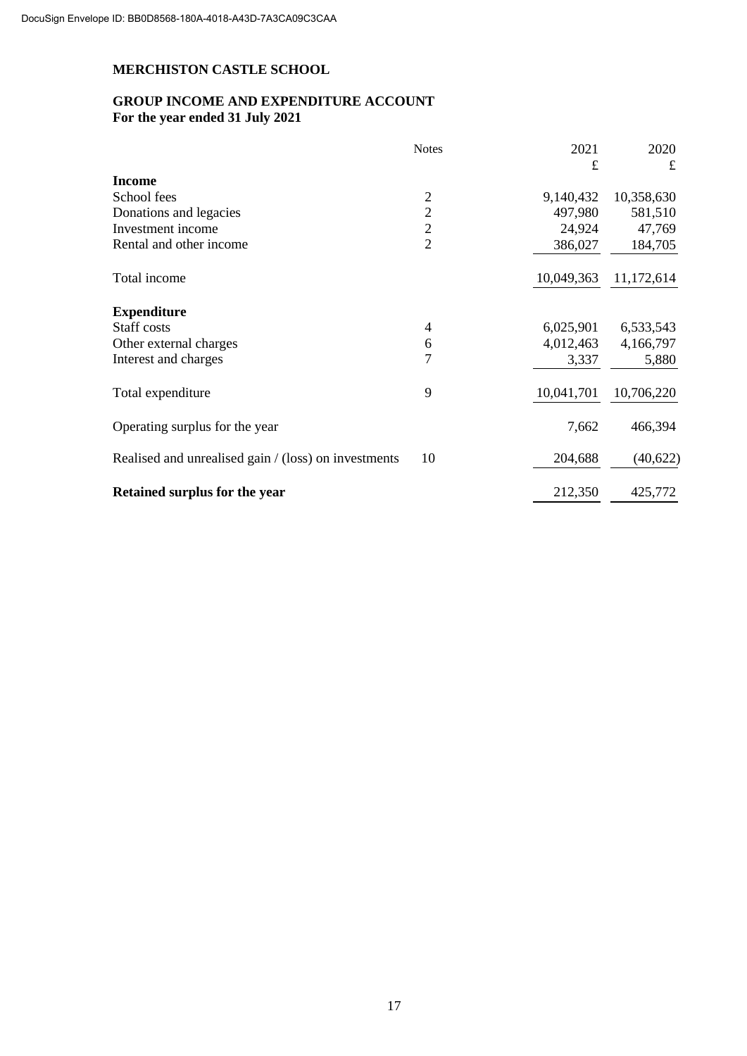DocuSign Envelope ID: BB0D8568-180A-4018-A43D-7A3CA09C3CAA

**MERCHISTON CASTLE SCHOOL**

**GROUP INCOME AND EXPENDITURE ACCOUNT**
**For the year ended 31 July 2021**

| | Notes | 2021 £ | 2020 £ |
|---|---|---|---|
| **Income** | | | |
| School fees | 2 | 9,140,432 | 10,358,630 |
| Donations and legacies | 2 | 497,980 | 581,510 |
| Investment income | 2 | 24,924 | 47,769 |
| Rental and other income | 2 | 386,027 | 184,705 |
| Total income | | 10,049,363 | 11,172,614 |
| **Expenditure** | | | |
| Staff costs | 4 | 6,025,901 | 6,533,543 |
| Other external charges | 6 | 4,012,463 | 4,166,797 |
| Interest and charges | 7 | 3,337 | 5,880 |
| Total expenditure | 9 | 10,041,701 | 10,706,220 |
| Operating surplus for the year | | 7,662 | 466,394 |
| Realised and unrealised gain / (loss) on investments | 10 | 204,688 | (40,622) |
| **Retained surplus for the year** | | 212,350 | 425,772 |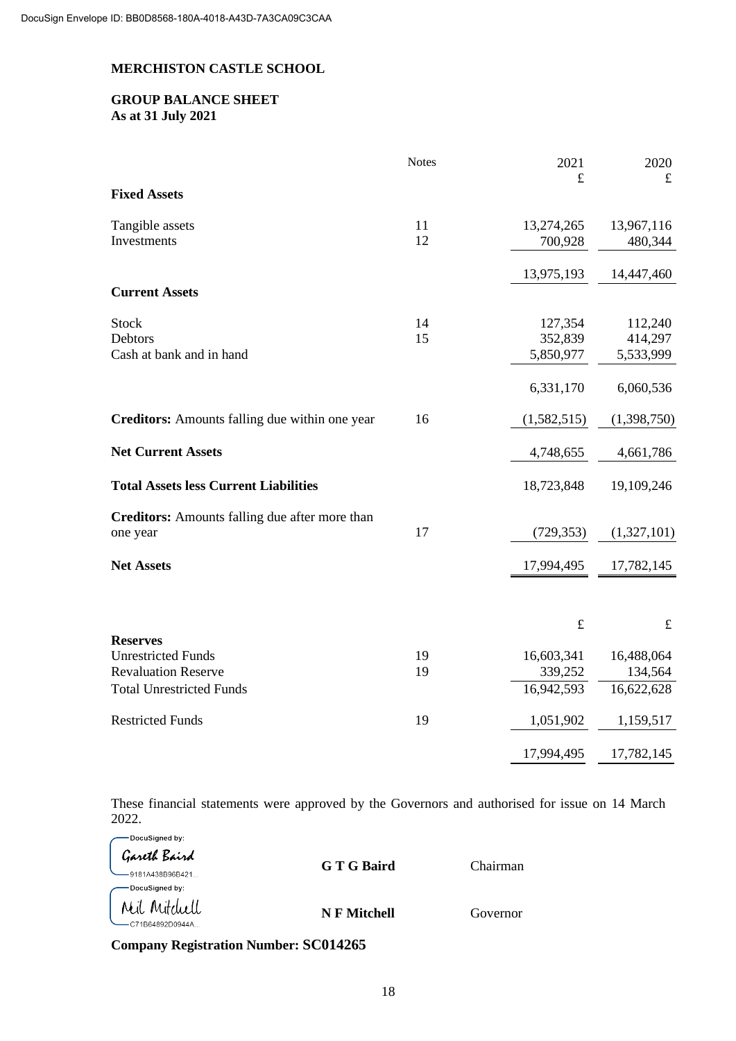DocuSign Envelope ID: BB0D8568-180A-4018-A43D-7A3CA09C3CAA

# MERCHISTON CASTLE SCHOOL

## GROUP BALANCE SHEET
**As at 31 July 2021**

| | Notes | 2021 £ | 2020 £ |
|---|---|---|---|
| **Fixed Assets** | | | |
| Tangible assets | 11 | 13,274,265 | 13,967,116 |
| Investments | 12 | 700,928 | 480,344 |
| | | 13,975,193 | 14,447,460 |
| **Current Assets** | | | |
| Stock | 14 | 127,354 | 112,240 |
| Debtors | 15 | 352,839 | 414,297 |
| Cash at bank and in hand | | 5,850,977 | 5,533,999 |
| | | 6,331,170 | 6,060,536 |
| **Creditors:** Amounts falling due within one year | 16 | (1,582,515) | (1,398,750) |
| **Net Current Assets** | | 4,748,655 | 4,661,786 |
| **Total Assets less Current Liabilities** | | 18,723,848 | 19,109,246 |
| **Creditors:** Amounts falling due after more than one year | 17 | (729,353) | (1,327,101) |
| **Net Assets** | | 17,994,495 | 17,782,145 |

| | | £ | £ |
|---|---|---|---|
| **Reserves** | | | |
| Unrestricted Funds | 19 | 16,603,341 | 16,488,064 |
| Revaluation Reserve | 19 | 339,252 | 134,564 |
| Total Unrestricted Funds | | 16,942,593 | 16,622,628 |
| Restricted Funds | 19 | 1,051,902 | 1,159,517 |
| | | 17,994,495 | 17,782,145 |

These financial statements were approved by the Governors and authorised for issue on 14 March 2022.

DocuSigned by: Gareth Baird — 9181A438B96B421...  
**G T G Baird** Chairman

DocuSigned by: Neil Mitchell — C71B64892D0944A...  
**N F Mitchell** Governor

**Company Registration Number: SC014265**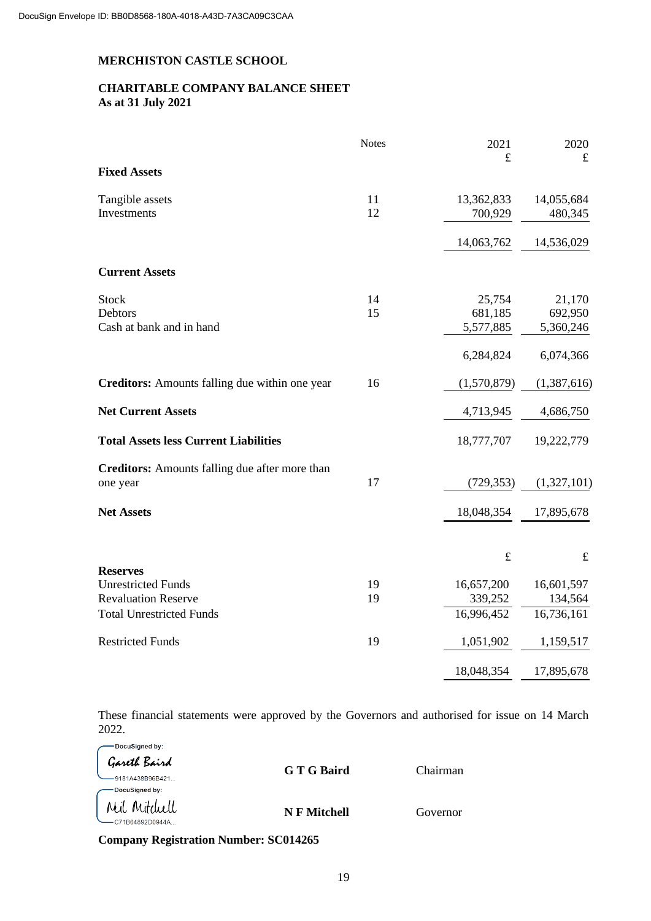DocuSign Envelope ID: BB0D8568-180A-4018-A43D-7A3CA09C3CAA

**MERCHISTON CASTLE SCHOOL**

**CHARITABLE COMPANY BALANCE SHEET**
**As at 31 July 2021**

| | Notes | 2021 £ | 2020 £ |
|---|---|---|---|
| **Fixed Assets** | | | |
| Tangible assets | 11 | 13,362,833 | 14,055,684 |
| Investments | 12 | 700,929 | 480,345 |
| | | 14,063,762 | 14,536,029 |
| **Current Assets** | | | |
| Stock | 14 | 25,754 | 21,170 |
| Debtors | 15 | 681,185 | 692,950 |
| Cash at bank and in hand | | 5,577,885 | 5,360,246 |
| | | 6,284,824 | 6,074,366 |
| **Creditors:** Amounts falling due within one year | 16 | (1,570,879) | (1,387,616) |
| **Net Current Assets** | | 4,713,945 | 4,686,750 |
| **Total Assets less Current Liabilities** | | 18,777,707 | 19,222,779 |
| **Creditors:** Amounts falling due after more than one year | 17 | (729,353) | (1,327,101) |
| **Net Assets** | | 18,048,354 | 17,895,678 |
| | | £ | £ |
| **Reserves** | | | |
| Unrestricted Funds | 19 | 16,657,200 | 16,601,597 |
| Revaluation Reserve | 19 | 339,252 | 134,564 |
| Total Unrestricted Funds | | 16,996,452 | 16,736,161 |
| Restricted Funds | 19 | 1,051,902 | 1,159,517 |
| | | 18,048,354 | 17,895,678 |

These financial statements were approved by the Governors and authorised for issue on 14 March 2022.

DocuSigned by: Gareth Baird — 9181A438B96B421... — **G T G Baird** — Chairman

DocuSigned by: Neil Mitchell — C71B64892D0944A... — **N F Mitchell** — Governor

**Company Registration Number: SC014265**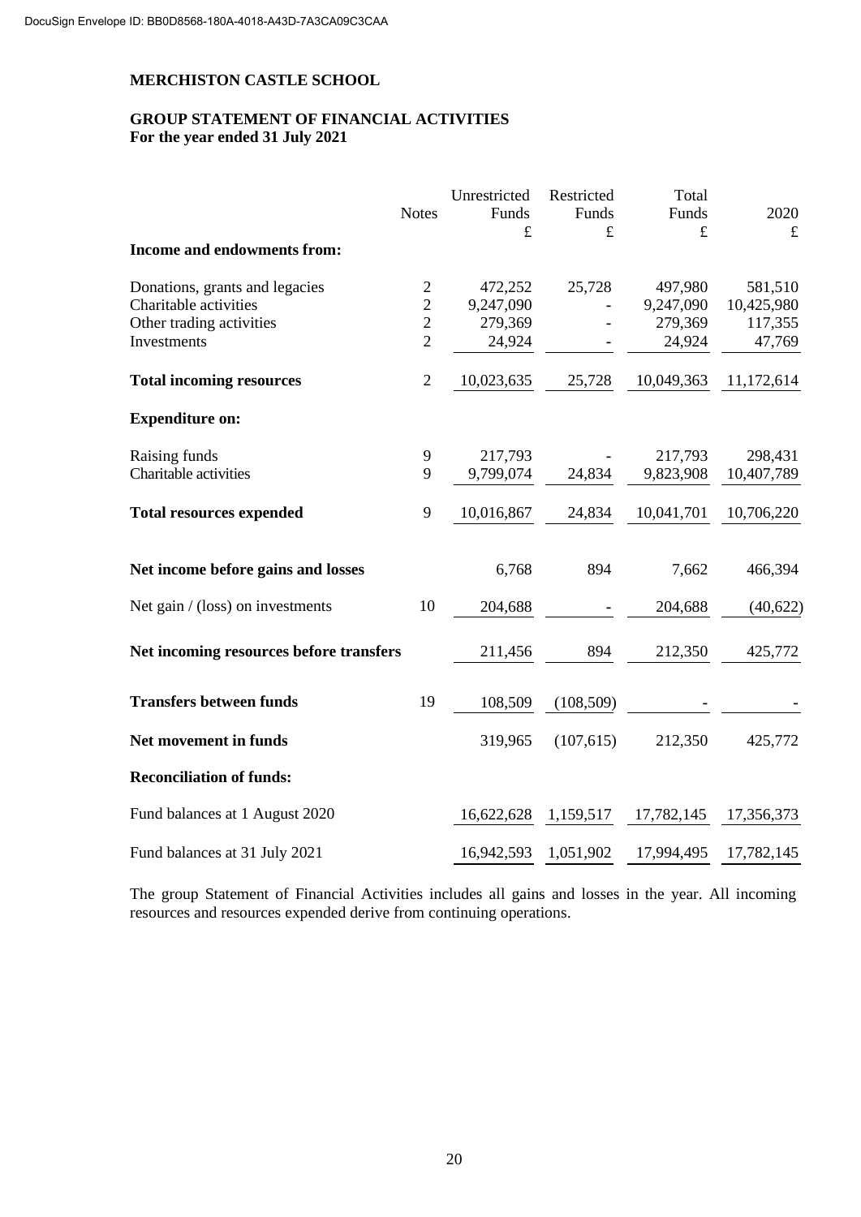**MERCHISTON CASTLE SCHOOL**

**GROUP STATEMENT OF FINANCIAL ACTIVITIES**
**For the year ended 31 July 2021**

| | Notes | Unrestricted Funds £ | Restricted Funds £ | Total Funds £ | 2020 £ |
|---|---|---|---|---|---|
| **Income and endowments from:** | | | | | |
| Donations, grants and legacies | 2 | 472,252 | 25,728 | 497,980 | 581,510 |
| Charitable activities | 2 | 9,247,090 | - | 9,247,090 | 10,425,980 |
| Other trading activities | 2 | 279,369 | - | 279,369 | 117,355 |
| Investments | 2 | 24,924 | - | 24,924 | 47,769 |
| **Total incoming resources** | 2 | 10,023,635 | 25,728 | 10,049,363 | 11,172,614 |
| **Expenditure on:** | | | | | |
| Raising funds | 9 | 217,793 | - | 217,793 | 298,431 |
| Charitable activities | 9 | 9,799,074 | 24,834 | 9,823,908 | 10,407,789 |
| **Total resources expended** | 9 | 10,016,867 | 24,834 | 10,041,701 | 10,706,220 |
| **Net income before gains and losses** | | 6,768 | 894 | 7,662 | 466,394 |
| Net gain / (loss) on investments | 10 | 204,688 | - | 204,688 | (40,622) |
| **Net incoming resources before transfers** | | 211,456 | 894 | 212,350 | 425,772 |
| **Transfers between funds** | 19 | 108,509 | (108,509) | - | - |
| **Net movement in funds** | | 319,965 | (107,615) | 212,350 | 425,772 |
| **Reconciliation of funds:** | | | | | |
| Fund balances at 1 August 2020 | | 16,622,628 | 1,159,517 | 17,782,145 | 17,356,373 |
| Fund balances at 31 July 2021 | | 16,942,593 | 1,051,902 | 17,994,495 | 17,782,145 |

The group Statement of Financial Activities includes all gains and losses in the year. All incoming resources and resources expended derive from continuing operations.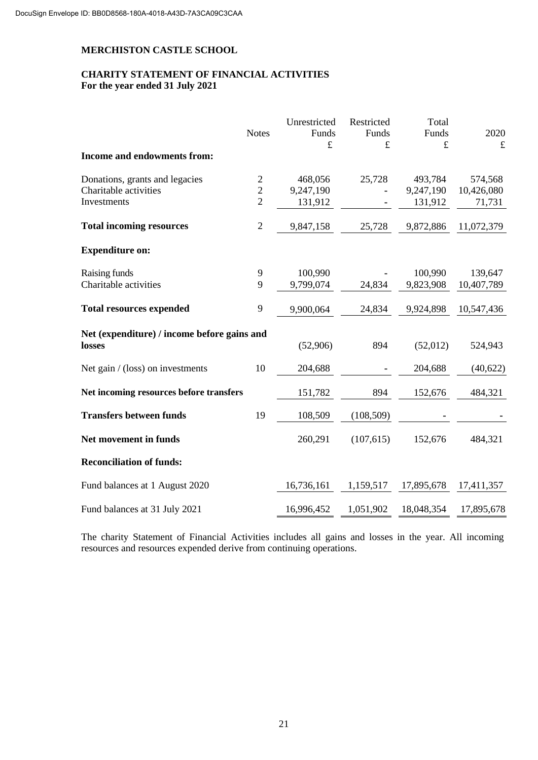DocuSign Envelope ID: BB0D8568-180A-4018-A43D-7A3CA09C3CAA

# MERCHISTON CASTLE SCHOOL

## CHARITY STATEMENT OF FINANCIAL ACTIVITIES
**For the year ended 31 July 2021**

| | Notes | Unrestricted Funds £ | Restricted Funds £ | Total Funds £ | 2020 £ |
|---|---|---|---|---|---|
| **Income and endowments from:** | | | | | |
| Donations, grants and legacies | 2 | 468,056 | 25,728 | 493,784 | 574,568 |
| Charitable activities | 2 | 9,247,190 | - | 9,247,190 | 10,426,080 |
| Investments | 2 | 131,912 | - | 131,912 | 71,731 |
| **Total incoming resources** | 2 | 9,847,158 | 25,728 | 9,872,886 | 11,072,379 |
| **Expenditure on:** | | | | | |
| Raising funds | 9 | 100,990 | - | 100,990 | 139,647 |
| Charitable activities | 9 | 9,799,074 | 24,834 | 9,823,908 | 10,407,789 |
| **Total resources expended** | 9 | 9,900,064 | 24,834 | 9,924,898 | 10,547,436 |
| **Net (expenditure) / income before gains and losses** | | (52,906) | 894 | (52,012) | 524,943 |
| Net gain / (loss) on investments | 10 | 204,688 | - | 204,688 | (40,622) |
| **Net incoming resources before transfers** | | 151,782 | 894 | 152,676 | 484,321 |
| **Transfers between funds** | 19 | 108,509 | (108,509) | - | - |
| **Net movement in funds** | | 260,291 | (107,615) | 152,676 | 484,321 |
| **Reconciliation of funds:** | | | | | |
| Fund balances at 1 August 2020 | | 16,736,161 | 1,159,517 | 17,895,678 | 17,411,357 |
| Fund balances at 31 July 2021 | | 16,996,452 | 1,051,902 | 18,048,354 | 17,895,678 |

The charity Statement of Financial Activities includes all gains and losses in the year. All incoming resources and resources expended derive from continuing operations.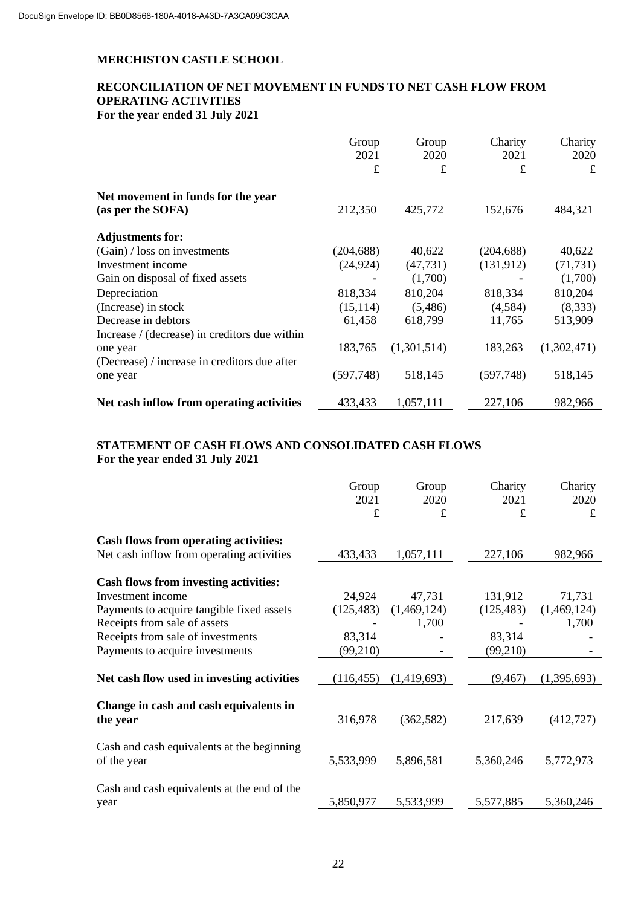# MERCHISTON CASTLE SCHOOL

## RECONCILIATION OF NET MOVEMENT IN FUNDS TO NET CASH FLOW FROM OPERATING ACTIVITIES

**For the year ended 31 July 2021**

| | Group 2021 £ | Group 2020 £ | Charity 2021 £ | Charity 2020 £ |
|---|---|---|---|---|
| **Net movement in funds for the year (as per the SOFA)** | 212,350 | 425,772 | 152,676 | 484,321 |
| **Adjustments for:** | | | | |
| (Gain) / loss on investments | (204,688) | 40,622 | (204,688) | 40,622 |
| Investment income | (24,924) | (47,731) | (131,912) | (71,731) |
| Gain on disposal of fixed assets | - | (1,700) | - | (1,700) |
| Depreciation | 818,334 | 810,204 | 818,334 | 810,204 |
| (Increase) in stock | (15,114) | (5,486) | (4,584) | (8,333) |
| Decrease in debtors | 61,458 | 618,799 | 11,765 | 513,909 |
| Increase / (decrease) in creditors due within one year | 183,765 | (1,301,514) | 183,263 | (1,302,471) |
| (Decrease) / increase in creditors due after one year | (597,748) | 518,145 | (597,748) | 518,145 |
| **Net cash inflow from operating activities** | 433,433 | 1,057,111 | 227,106 | 982,966 |

## STATEMENT OF CASH FLOWS AND CONSOLIDATED CASH FLOWS

**For the year ended 31 July 2021**

| | Group 2021 £ | Group 2020 £ | Charity 2021 £ | Charity 2020 £ |
|---|---|---|---|---|
| **Cash flows from operating activities:** | | | | |
| Net cash inflow from operating activities | 433,433 | 1,057,111 | 227,106 | 982,966 |
| **Cash flows from investing activities:** | | | | |
| Investment income | 24,924 | 47,731 | 131,912 | 71,731 |
| Payments to acquire tangible fixed assets | (125,483) | (1,469,124) | (125,483) | (1,469,124) |
| Receipts from sale of assets | - | 1,700 | - | 1,700 |
| Receipts from sale of investments | 83,314 | - | 83,314 | - |
| Payments to acquire investments | (99,210) | - | (99,210) | - |
| **Net cash flow used in investing activities** | (116,455) | (1,419,693) | (9,467) | (1,395,693) |
| **Change in cash and cash equivalents in the year** | 316,978 | (362,582) | 217,639 | (412,727) |
| Cash and cash equivalents at the beginning of the year | 5,533,999 | 5,896,581 | 5,360,246 | 5,772,973 |
| Cash and cash equivalents at the end of the year | 5,850,977 | 5,533,999 | 5,577,885 | 5,360,246 |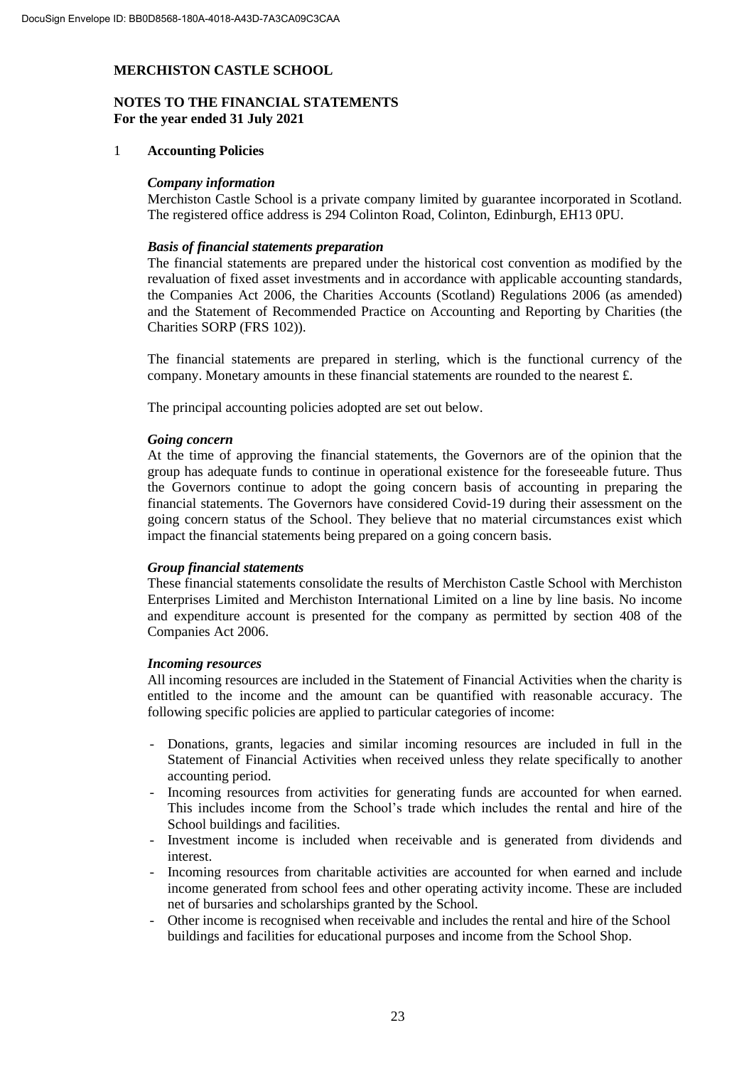# MERCHISTON CASTLE SCHOOL

## NOTES TO THE FINANCIAL STATEMENTS
**For the year ended 31 July 2021**

### 1 Accounting Policies

***Company information***

Merchiston Castle School is a private company limited by guarantee incorporated in Scotland. The registered office address is 294 Colinton Road, Colinton, Edinburgh, EH13 0PU.

***Basis of financial statements preparation***

The financial statements are prepared under the historical cost convention as modified by the revaluation of fixed asset investments and in accordance with applicable accounting standards, the Companies Act 2006, the Charities Accounts (Scotland) Regulations 2006 (as amended) and the Statement of Recommended Practice on Accounting and Reporting by Charities (the Charities SORP (FRS 102)).

The financial statements are prepared in sterling, which is the functional currency of the company. Monetary amounts in these financial statements are rounded to the nearest £.

The principal accounting policies adopted are set out below.

***Going concern***

At the time of approving the financial statements, the Governors are of the opinion that the group has adequate funds to continue in operational existence for the foreseeable future. Thus the Governors continue to adopt the going concern basis of accounting in preparing the financial statements. The Governors have considered Covid-19 during their assessment on the going concern status of the School. They believe that no material circumstances exist which impact the financial statements being prepared on a going concern basis.

***Group financial statements***

These financial statements consolidate the results of Merchiston Castle School with Merchiston Enterprises Limited and Merchiston International Limited on a line by line basis. No income and expenditure account is presented for the company as permitted by section 408 of the Companies Act 2006.

***Incoming resources***

All incoming resources are included in the Statement of Financial Activities when the charity is entitled to the income and the amount can be quantified with reasonable accuracy. The following specific policies are applied to particular categories of income:

- Donations, grants, legacies and similar incoming resources are included in full in the Statement of Financial Activities when received unless they relate specifically to another accounting period.
- Incoming resources from activities for generating funds are accounted for when earned. This includes income from the School's trade which includes the rental and hire of the School buildings and facilities.
- Investment income is included when receivable and is generated from dividends and interest.
- Incoming resources from charitable activities are accounted for when earned and include income generated from school fees and other operating activity income. These are included net of bursaries and scholarships granted by the School.
- Other income is recognised when receivable and includes the rental and hire of the School buildings and facilities for educational purposes and income from the School Shop.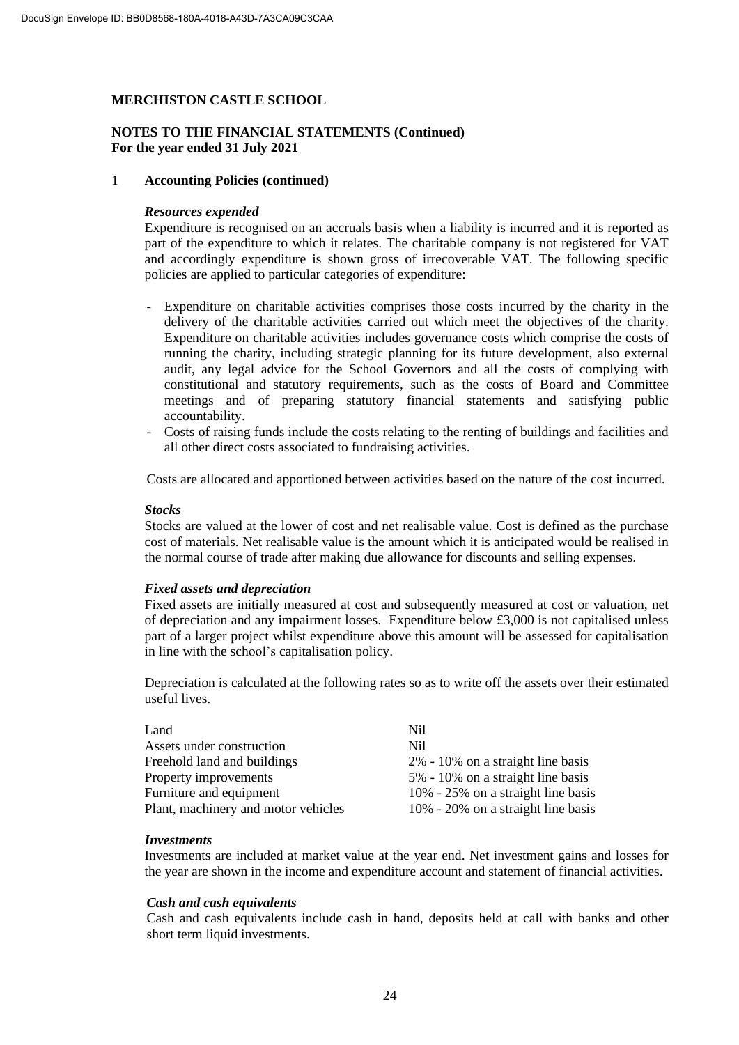**MERCHISTON CASTLE SCHOOL**

**NOTES TO THE FINANCIAL STATEMENTS (Continued)**
**For the year ended 31 July 2021**

1 **Accounting Policies (continued)**

***Resources expended***

Expenditure is recognised on an accruals basis when a liability is incurred and it is reported as part of the expenditure to which it relates. The charitable company is not registered for VAT and accordingly expenditure is shown gross of irrecoverable VAT. The following specific policies are applied to particular categories of expenditure:

- Expenditure on charitable activities comprises those costs incurred by the charity in the delivery of the charitable activities carried out which meet the objectives of the charity. Expenditure on charitable activities includes governance costs which comprise the costs of running the charity, including strategic planning for its future development, also external audit, any legal advice for the School Governors and all the costs of complying with constitutional and statutory requirements, such as the costs of Board and Committee meetings and of preparing statutory financial statements and satisfying public accountability.
- Costs of raising funds include the costs relating to the renting of buildings and facilities and all other direct costs associated to fundraising activities.

Costs are allocated and apportioned between activities based on the nature of the cost incurred.

***Stocks***

Stocks are valued at the lower of cost and net realisable value. Cost is defined as the purchase cost of materials. Net realisable value is the amount which it is anticipated would be realised in the normal course of trade after making due allowance for discounts and selling expenses.

***Fixed assets and depreciation***

Fixed assets are initially measured at cost and subsequently measured at cost or valuation, net of depreciation and any impairment losses. Expenditure below £3,000 is not capitalised unless part of a larger project whilst expenditure above this amount will be assessed for capitalisation in line with the school's capitalisation policy.

Depreciation is calculated at the following rates so as to write off the assets over their estimated useful lives.

| | |
|---|---|
| Land | Nil |
| Assets under construction | Nil |
| Freehold land and buildings | 2% - 10% on a straight line basis |
| Property improvements | 5% - 10% on a straight line basis |
| Furniture and equipment | 10% - 25% on a straight line basis |
| Plant, machinery and motor vehicles | 10% - 20% on a straight line basis |

***Investments***

Investments are included at market value at the year end. Net investment gains and losses for the year are shown in the income and expenditure account and statement of financial activities.

***Cash and cash equivalents***

Cash and cash equivalents include cash in hand, deposits held at call with banks and other short term liquid investments.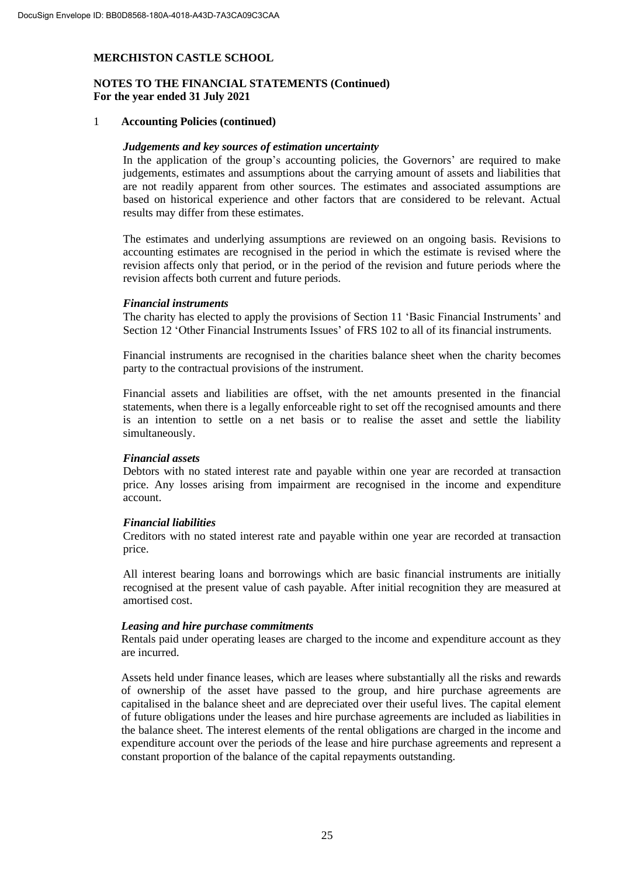**MERCHISTON CASTLE SCHOOL**

**NOTES TO THE FINANCIAL STATEMENTS (Continued)**
**For the year ended 31 July 2021**

1 **Accounting Policies (continued)**

***Judgements and key sources of estimation uncertainty***

In the application of the group's accounting policies, the Governors' are required to make judgements, estimates and assumptions about the carrying amount of assets and liabilities that are not readily apparent from other sources. The estimates and associated assumptions are based on historical experience and other factors that are considered to be relevant. Actual results may differ from these estimates.

The estimates and underlying assumptions are reviewed on an ongoing basis. Revisions to accounting estimates are recognised in the period in which the estimate is revised where the revision affects only that period, or in the period of the revision and future periods where the revision affects both current and future periods.

***Financial instruments***

The charity has elected to apply the provisions of Section 11 'Basic Financial Instruments' and Section 12 'Other Financial Instruments Issues' of FRS 102 to all of its financial instruments.

Financial instruments are recognised in the charities balance sheet when the charity becomes party to the contractual provisions of the instrument.

Financial assets and liabilities are offset, with the net amounts presented in the financial statements, when there is a legally enforceable right to set off the recognised amounts and there is an intention to settle on a net basis or to realise the asset and settle the liability simultaneously.

***Financial assets***

Debtors with no stated interest rate and payable within one year are recorded at transaction price. Any losses arising from impairment are recognised in the income and expenditure account.

***Financial liabilities***

Creditors with no stated interest rate and payable within one year are recorded at transaction price.

All interest bearing loans and borrowings which are basic financial instruments are initially recognised at the present value of cash payable. After initial recognition they are measured at amortised cost.

***Leasing and hire purchase commitments***

Rentals paid under operating leases are charged to the income and expenditure account as they are incurred.

Assets held under finance leases, which are leases where substantially all the risks and rewards of ownership of the asset have passed to the group, and hire purchase agreements are capitalised in the balance sheet and are depreciated over their useful lives. The capital element of future obligations under the leases and hire purchase agreements are included as liabilities in the balance sheet. The interest elements of the rental obligations are charged in the income and expenditure account over the periods of the lease and hire purchase agreements and represent a constant proportion of the balance of the capital repayments outstanding.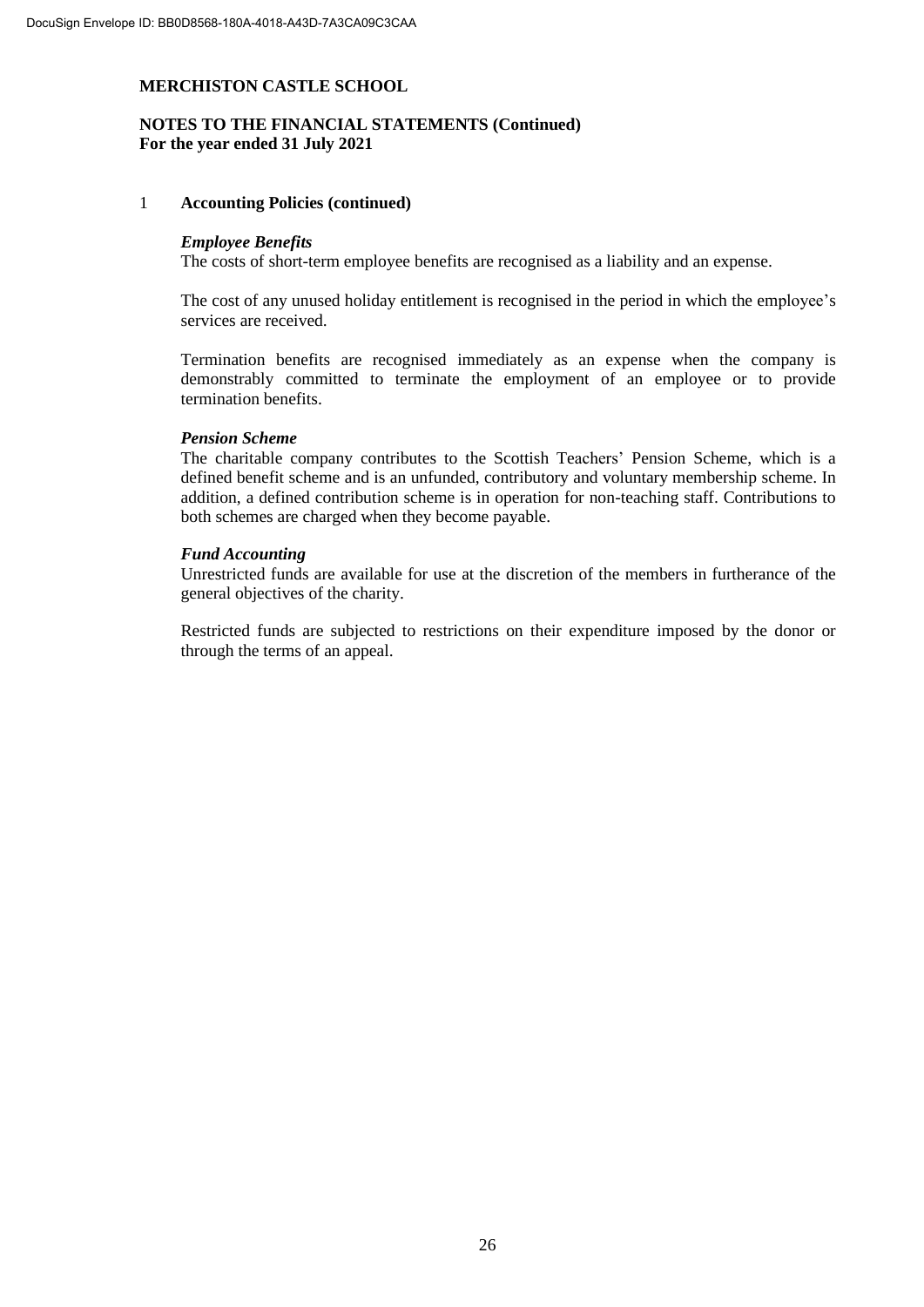**MERCHISTON CASTLE SCHOOL**

**NOTES TO THE FINANCIAL STATEMENTS (Continued)**
**For the year ended 31 July 2021**

1 **Accounting Policies (continued)**

***Employee Benefits***
The costs of short-term employee benefits are recognised as a liability and an expense.

The cost of any unused holiday entitlement is recognised in the period in which the employee's services are received.

Termination benefits are recognised immediately as an expense when the company is demonstrably committed to terminate the employment of an employee or to provide termination benefits.

***Pension Scheme***
The charitable company contributes to the Scottish Teachers' Pension Scheme, which is a defined benefit scheme and is an unfunded, contributory and voluntary membership scheme. In addition, a defined contribution scheme is in operation for non-teaching staff. Contributions to both schemes are charged when they become payable.

***Fund Accounting***
Unrestricted funds are available for use at the discretion of the members in furtherance of the general objectives of the charity.

Restricted funds are subjected to restrictions on their expenditure imposed by the donor or through the terms of an appeal.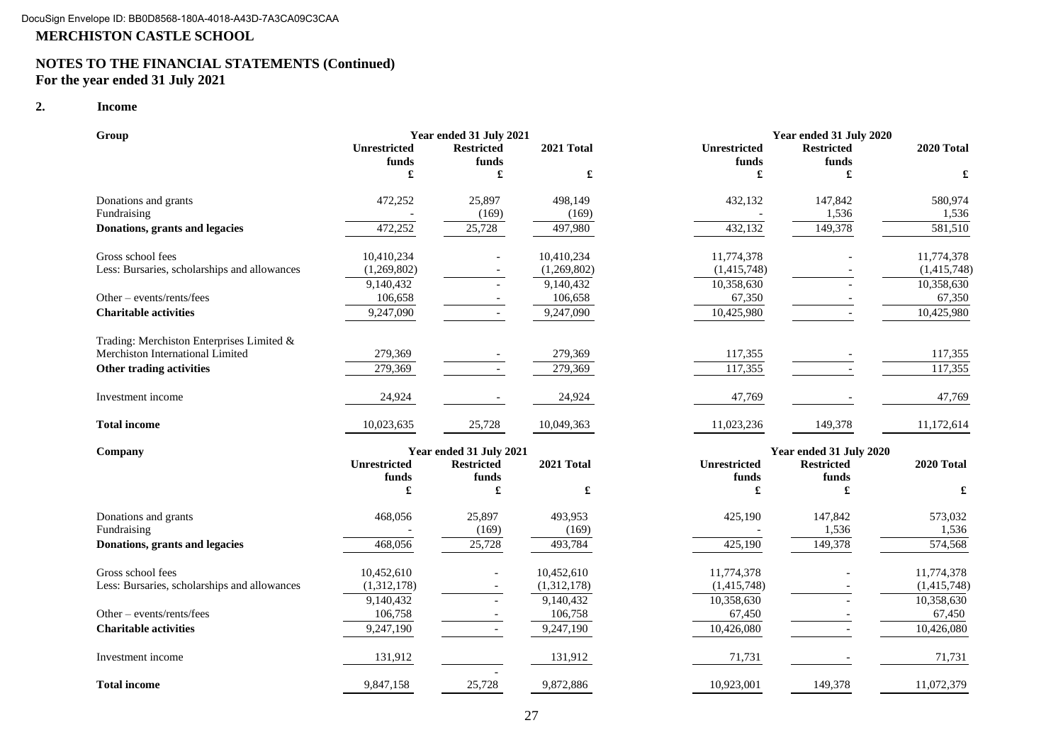DocuSign Envelope ID: BB0D8568-180A-4018-A43D-7A3CA09C3CAA

**MERCHISTON CASTLE SCHOOL**

**NOTES TO THE FINANCIAL STATEMENTS (Continued)**
**For the year ended 31 July 2021**

## 2. Income

| Group | Year ended 31 July 2021 | | | Year ended 31 July 2020 | | |
|---|---|---|---|---|---|---|
| | Unrestricted funds | Restricted funds | 2021 Total | Unrestricted funds | Restricted funds | 2020 Total |
| | £ | £ | £ | £ | £ | £ |
| Donations and grants | 472,252 | 25,897 | 498,149 | 432,132 | 147,842 | 580,974 |
| Fundraising | - | (169) | (169) | - | 1,536 | 1,536 |
| **Donations, grants and legacies** | 472,252 | 25,728 | 497,980 | 432,132 | 149,378 | 581,510 |
| Gross school fees | 10,410,234 | - | 10,410,234 | 11,774,378 | - | 11,774,378 |
| Less: Bursaries, scholarships and allowances | (1,269,802) | - | (1,269,802) | (1,415,748) | - | (1,415,748) |
| | 9,140,432 | - | 9,140,432 | 10,358,630 | - | 10,358,630 |
| Other – events/rents/fees | 106,658 | - | 106,658 | 67,350 | - | 67,350 |
| **Charitable activities** | 9,247,090 | - | 9,247,090 | 10,425,980 | - | 10,425,980 |
| Trading: Merchiston Enterprises Limited & Merchiston International Limited | 279,369 | - | 279,369 | 117,355 | - | 117,355 |
| **Other trading activities** | 279,369 | - | 279,369 | 117,355 | - | 117,355 |
| Investment income | 24,924 | - | 24,924 | 47,769 | - | 47,769 |
| **Total income** | 10,023,635 | 25,728 | 10,049,363 | 11,023,236 | 149,378 | 11,172,614 |

| Company | Year ended 31 July 2021 | | | Year ended 31 July 2020 | | |
|---|---|---|---|---|---|---|
| | Unrestricted funds | Restricted funds | 2021 Total | Unrestricted funds | Restricted funds | 2020 Total |
| | £ | £ | £ | £ | £ | £ |
| Donations and grants | 468,056 | 25,897 | 493,953 | 425,190 | 147,842 | 573,032 |
| Fundraising | - | (169) | (169) | - | 1,536 | 1,536 |
| **Donations, grants and legacies** | 468,056 | 25,728 | 493,784 | 425,190 | 149,378 | 574,568 |
| Gross school fees | 10,452,610 | - | 10,452,610 | 11,774,378 | - | 11,774,378 |
| Less: Bursaries, scholarships and allowances | (1,312,178) | - | (1,312,178) | (1,415,748) | - | (1,415,748) |
| | 9,140,432 | - | 9,140,432 | 10,358,630 | - | 10,358,630 |
| Other – events/rents/fees | 106,758 | - | 106,758 | 67,450 | - | 67,450 |
| **Charitable activities** | 9,247,190 | - | 9,247,190 | 10,426,080 | - | 10,426,080 |
| Investment income | 131,912 | - | 131,912 | 71,731 | - | 71,731 |
| **Total income** | 9,847,158 | 25,728 | 9,872,886 | 10,923,001 | 149,378 | 11,072,379 |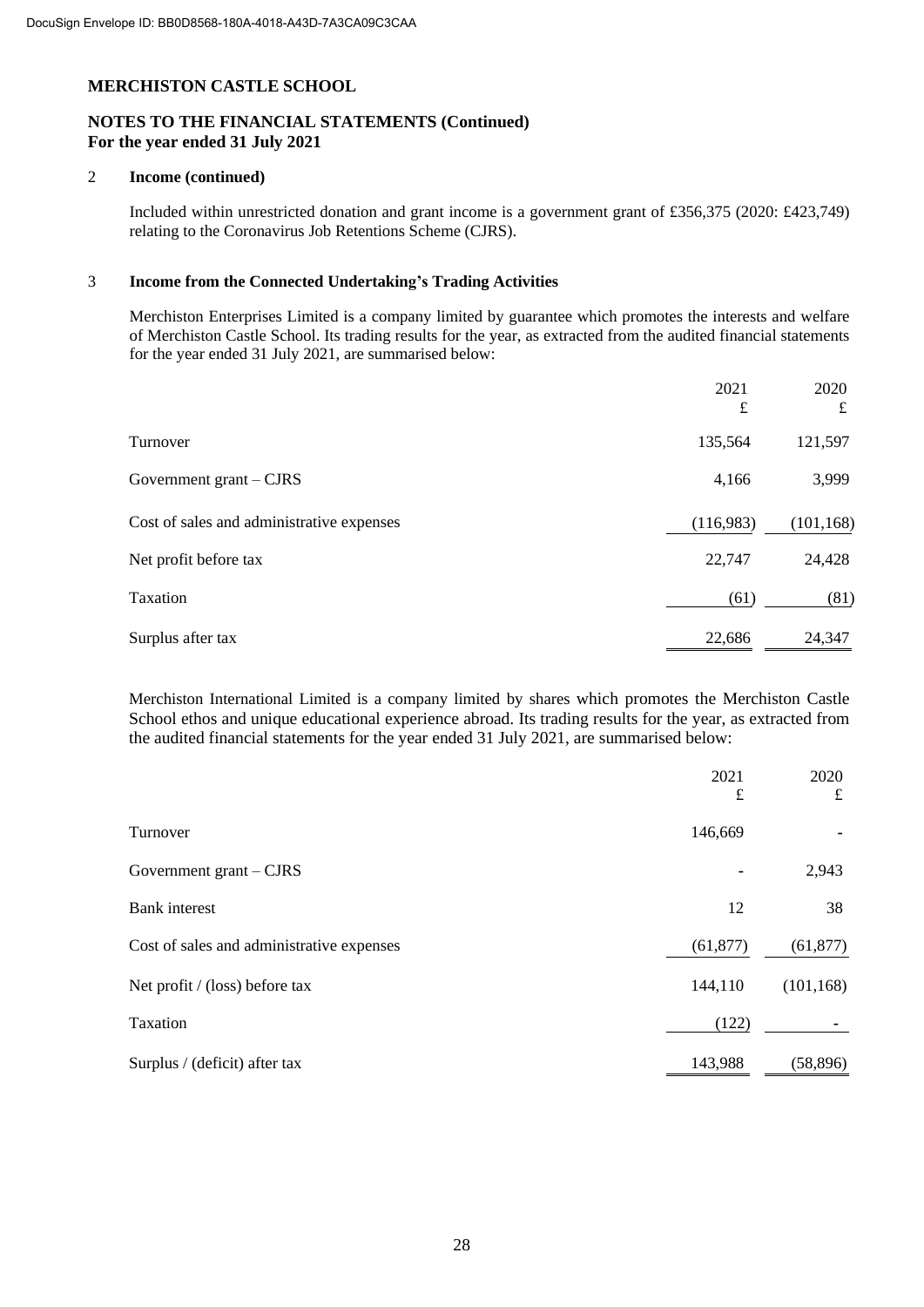# MERCHISTON CASTLE SCHOOL

## NOTES TO THE FINANCIAL STATEMENTS (Continued)
**For the year ended 31 July 2021**

### 2 Income (continued)

Included within unrestricted donation and grant income is a government grant of £356,375 (2020: £423,749) relating to the Coronavirus Job Retentions Scheme (CJRS).

### 3 Income from the Connected Undertaking's Trading Activities

Merchiston Enterprises Limited is a company limited by guarantee which promotes the interests and welfare of Merchiston Castle School. Its trading results for the year, as extracted from the audited financial statements for the year ended 31 July 2021, are summarised below:

| | 2021 £ | 2020 £ |
|---|---|---|
| Turnover | 135,564 | 121,597 |
| Government grant – CJRS | 4,166 | 3,999 |
| Cost of sales and administrative expenses | (116,983) | (101,168) |
| Net profit before tax | 22,747 | 24,428 |
| Taxation | (61) | (81) |
| Surplus after tax | 22,686 | 24,347 |

Merchiston International Limited is a company limited by shares which promotes the Merchiston Castle School ethos and unique educational experience abroad. Its trading results for the year, as extracted from the audited financial statements for the year ended 31 July 2021, are summarised below:

| | 2021 £ | 2020 £ |
|---|---|---|
| Turnover | 146,669 | - |
| Government grant – CJRS | - | 2,943 |
| Bank interest | 12 | 38 |
| Cost of sales and administrative expenses | (61,877) | (61,877) |
| Net profit / (loss) before tax | 144,110 | (101,168) |
| Taxation | (122) | - |
| Surplus / (deficit) after tax | 143,988 | (58,896) |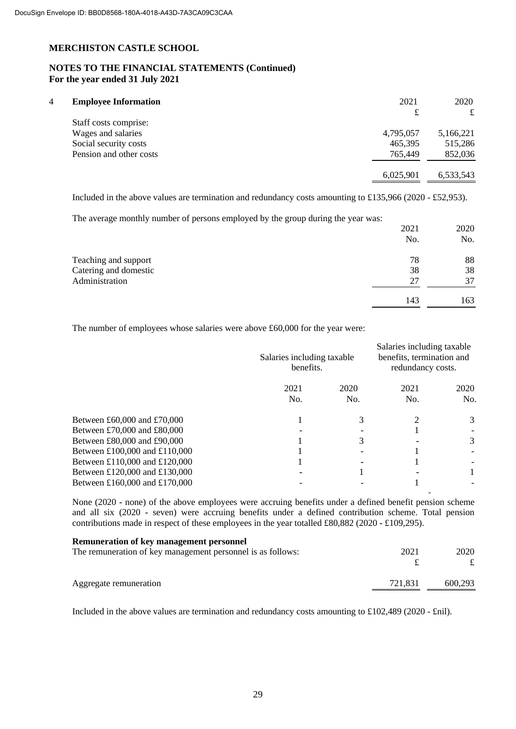DocuSign Envelope ID: BB0D8568-180A-4018-A43D-7A3CA09C3CAA

**MERCHISTON CASTLE SCHOOL**

**NOTES TO THE FINANCIAL STATEMENTS (Continued)**
**For the year ended 31 July 2021**

## 4 Employee Information

| | 2021 | 2020 |
|---|---|---|
| | £ | £ |
| Staff costs comprise: | | |
| Wages and salaries | 4,795,057 | 5,166,221 |
| Social security costs | 465,395 | 515,286 |
| Pension and other costs | 765,449 | 852,036 |
| | 6,025,901 | 6,533,543 |

Included in the above values are termination and redundancy costs amounting to £135,966 (2020 - £52,953).

The average monthly number of persons employed by the group during the year was:

| | 2021 | 2020 |
|---|---|---|
| | No. | No. |
| Teaching and support | 78 | 88 |
| Catering and domestic | 38 | 38 |
| Administration | 27 | 37 |
| | 143 | 163 |

The number of employees whose salaries were above £60,000 for the year were:

| | Salaries including taxable benefits. | | Salaries including taxable benefits, termination and redundancy costs. | |
|---|---|---|---|---|
| | 2021 | 2020 | 2021 | 2020 |
| | No. | No. | No. | No. |
| Between £60,000 and £70,000 | 1 | 3 | 2 | 3 |
| Between £70,000 and £80,000 | - | - | 1 | - |
| Between £80,000 and £90,000 | 1 | 3 | - | 3 |
| Between £100,000 and £110,000 | 1 | - | 1 | - |
| Between £110,000 and £120,000 | 1 | - | 1 | - |
| Between £120,000 and £130,000 | - | 1 | - | 1 |
| Between £160,000 and £170,000 | - | - | 1 | - |

None (2020 - none) of the above employees were accruing benefits under a defined benefit pension scheme and all six (2020 - seven) were accruing benefits under a defined contribution scheme. Total pension contributions made in respect of these employees in the year totalled £80,882 (2020 - £109,295).

**Remuneration of key management personnel**

| The remuneration of key management personnel is as follows: | 2021 | 2020 |
|---|---|---|
| | £ | £ |
| Aggregate remuneration | 721,831 | 600,293 |

Included in the above values are termination and redundancy costs amounting to £102,489 (2020 - £nil).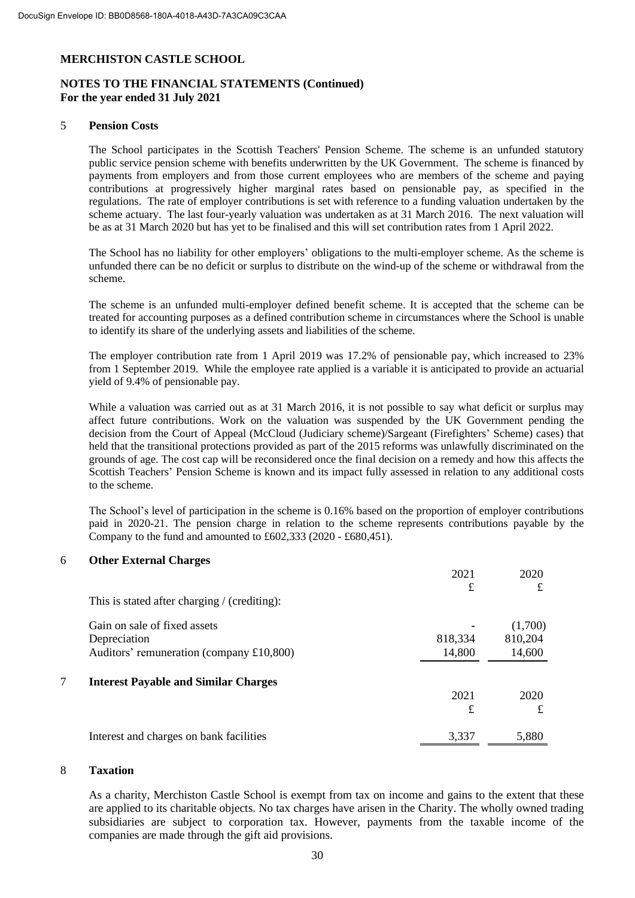**MERCHISTON CASTLE SCHOOL**

**NOTES TO THE FINANCIAL STATEMENTS (Continued)**
**For the year ended 31 July 2021**

## 5 Pension Costs

The School participates in the Scottish Teachers' Pension Scheme. The scheme is an unfunded statutory public service pension scheme with benefits underwritten by the UK Government. The scheme is financed by payments from employers and from those current employees who are members of the scheme and paying contributions at progressively higher marginal rates based on pensionable pay, as specified in the regulations. The rate of employer contributions is set with reference to a funding valuation undertaken by the scheme actuary. The last four-yearly valuation was undertaken as at 31 March 2016. The next valuation will be as at 31 March 2020 but has yet to be finalised and this will set contribution rates from 1 April 2022.

The School has no liability for other employers' obligations to the multi-employer scheme. As the scheme is unfunded there can be no deficit or surplus to distribute on the wind-up of the scheme or withdrawal from the scheme.

The scheme is an unfunded multi-employer defined benefit scheme. It is accepted that the scheme can be treated for accounting purposes as a defined contribution scheme in circumstances where the School is unable to identify its share of the underlying assets and liabilities of the scheme.

The employer contribution rate from 1 April 2019 was 17.2% of pensionable pay, which increased to 23% from 1 September 2019. While the employee rate applied is a variable it is anticipated to provide an actuarial yield of 9.4% of pensionable pay.

While a valuation was carried out as at 31 March 2016, it is not possible to say what deficit or surplus may affect future contributions. Work on the valuation was suspended by the UK Government pending the decision from the Court of Appeal (McCloud (Judiciary scheme)/Sargeant (Firefighters' Scheme) cases) that held that the transitional protections provided as part of the 2015 reforms was unlawfully discriminated on the grounds of age. The cost cap will be reconsidered once the final decision on a remedy and how this affects the Scottish Teachers' Pension Scheme is known and its impact fully assessed in relation to any additional costs to the scheme.

The School's level of participation in the scheme is 0.16% based on the proportion of employer contributions paid in 2020-21. The pension charge in relation to the scheme represents contributions payable by the Company to the fund and amounted to £602,333 (2020 - £680,451).

## 6 Other External Charges

| | 2021 £ | 2020 £ |
|---|---|---|
| This is stated after charging / (crediting): | | |
| Gain on sale of fixed assets | - | (1,700) |
| Depreciation | 818,334 | 810,204 |
| Auditors' remuneration (company £10,800) | 14,800 | 14,600 |

## 7 Interest Payable and Similar Charges

| | 2021 £ | 2020 £ |
|---|---|---|
| Interest and charges on bank facilities | 3,337 | 5,880 |

## 8 Taxation

As a charity, Merchiston Castle School is exempt from tax on income and gains to the extent that these are applied to its charitable objects. No tax charges have arisen in the Charity. The wholly owned trading subsidiaries are subject to corporation tax. However, payments from the taxable income of the companies are made through the gift aid provisions.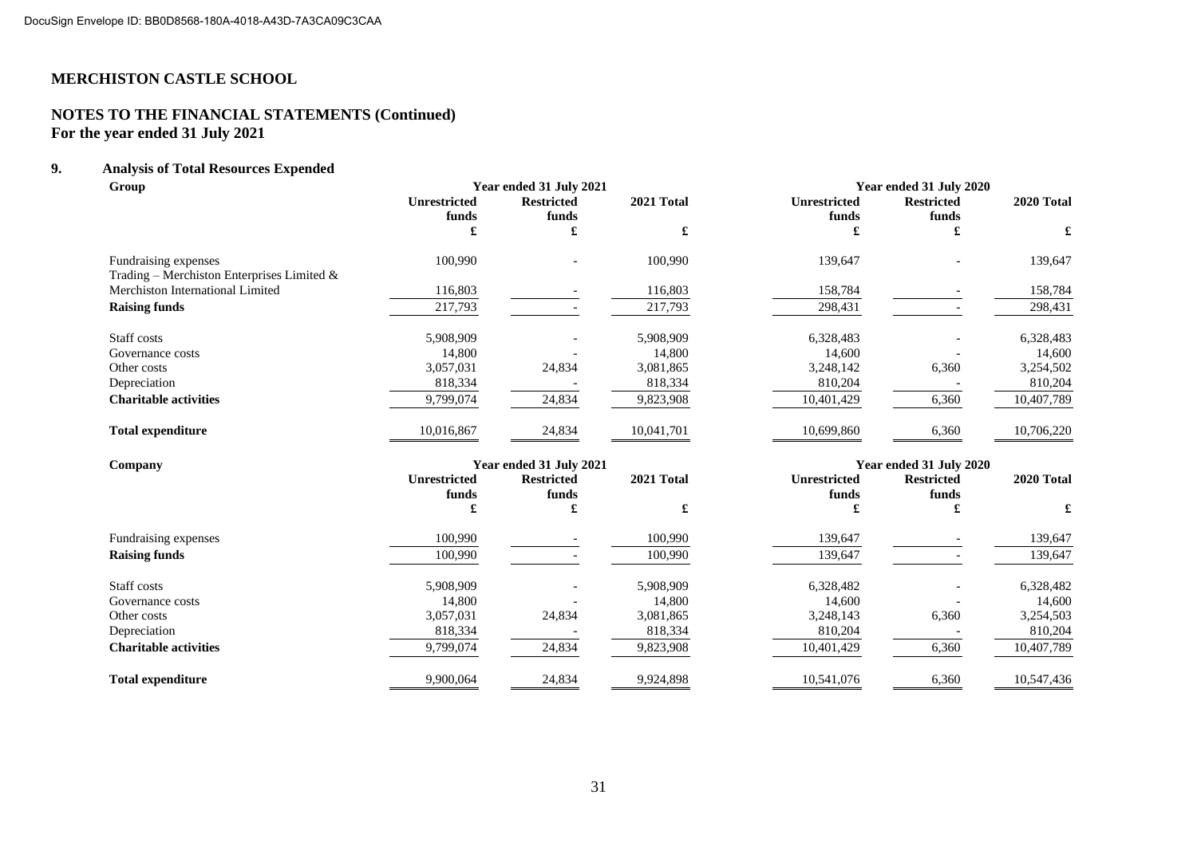DocuSign Envelope ID: BB0D8568-180A-4018-A43D-7A3CA09C3CAA

# MERCHISTON CASTLE SCHOOL

## NOTES TO THE FINANCIAL STATEMENTS (Continued)
**For the year ended 31 July 2021**

### 9. Analysis of Total Resources Expended

**Group**

| | Year ended 31 July 2021 | | | Year ended 31 July 2020 | | |
|---|---|---|---|---|---|---|
| | Unrestricted funds | Restricted funds | 2021 Total | Unrestricted funds | Restricted funds | 2020 Total |
| | £ | £ | £ | £ | £ | £ |
| Fundraising expenses | 100,990 | - | 100,990 | 139,647 | - | 139,647 |
| Trading – Merchiston Enterprises Limited & Merchiston International Limited | 116,803 | - | 116,803 | 158,784 | - | 158,784 |
| **Raising funds** | 217,793 | - | 217,793 | 298,431 | - | 298,431 |
| Staff costs | 5,908,909 | - | 5,908,909 | 6,328,483 | - | 6,328,483 |
| Governance costs | 14,800 | - | 14,800 | 14,600 | - | 14,600 |
| Other costs | 3,057,031 | 24,834 | 3,081,865 | 3,248,142 | 6,360 | 3,254,502 |
| Depreciation | 818,334 | - | 818,334 | 810,204 | - | 810,204 |
| **Charitable activities** | 9,799,074 | 24,834 | 9,823,908 | 10,401,429 | 6,360 | 10,407,789 |
| **Total expenditure** | 10,016,867 | 24,834 | 10,041,701 | 10,699,860 | 6,360 | 10,706,220 |

**Company**

| | Year ended 31 July 2021 | | | Year ended 31 July 2020 | | |
|---|---|---|---|---|---|---|
| | Unrestricted funds | Restricted funds | 2021 Total | Unrestricted funds | Restricted funds | 2020 Total |
| | £ | £ | £ | £ | £ | £ |
| Fundraising expenses | 100,990 | - | 100,990 | 139,647 | - | 139,647 |
| **Raising funds** | 100,990 | - | 100,990 | 139,647 | - | 139,647 |
| Staff costs | 5,908,909 | - | 5,908,909 | 6,328,482 | - | 6,328,482 |
| Governance costs | 14,800 | - | 14,800 | 14,600 | - | 14,600 |
| Other costs | 3,057,031 | 24,834 | 3,081,865 | 3,248,143 | 6,360 | 3,254,503 |
| Depreciation | 818,334 | - | 818,334 | 810,204 | - | 810,204 |
| **Charitable activities** | 9,799,074 | 24,834 | 9,823,908 | 10,401,429 | 6,360 | 10,407,789 |
| **Total expenditure** | 9,900,064 | 24,834 | 9,924,898 | 10,541,076 | 6,360 | 10,547,436 |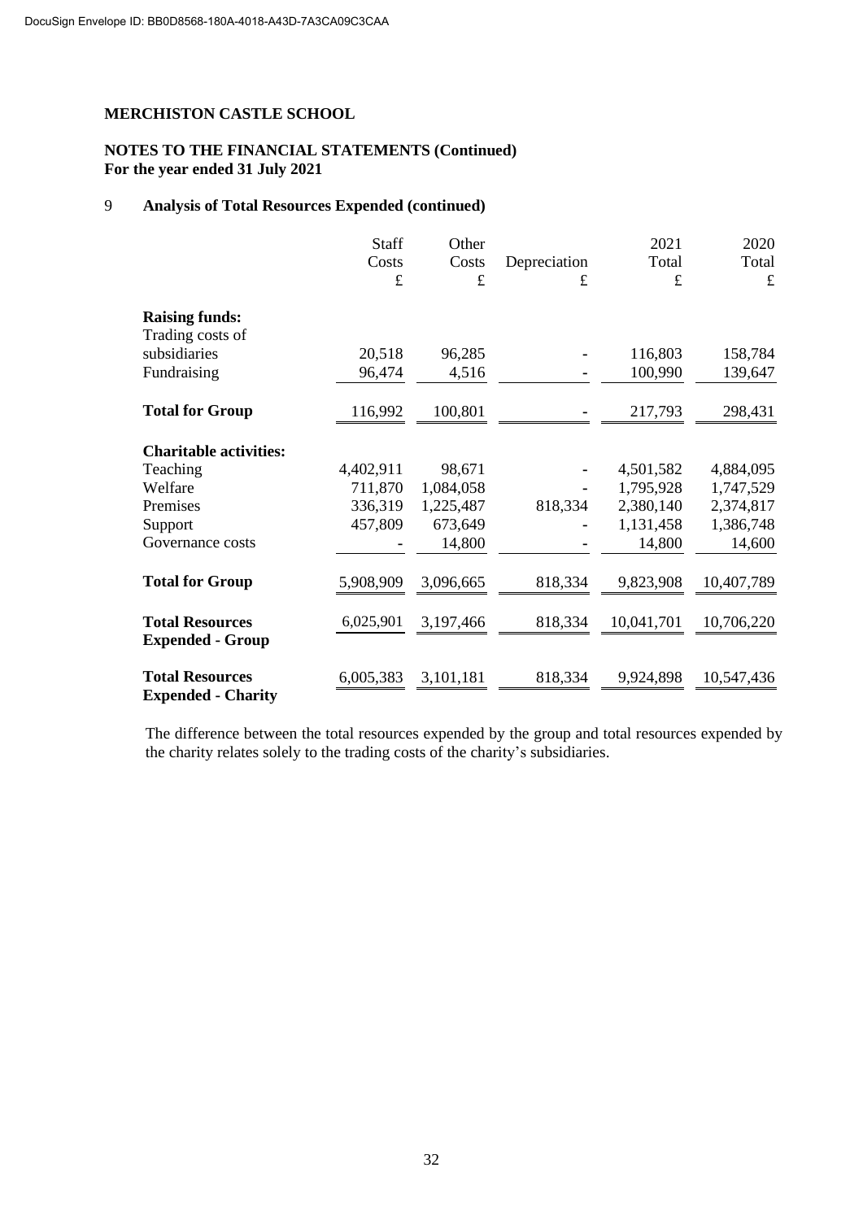DocuSign Envelope ID: BB0D8568-180A-4018-A43D-7A3CA09C3CAA

**MERCHISTON CASTLE SCHOOL**

**NOTES TO THE FINANCIAL STATEMENTS (Continued)**
**For the year ended 31 July 2021**

## 9 Analysis of Total Resources Expended (continued)

| | Staff Costs £ | Other Costs £ | Depreciation £ | 2021 Total £ | 2020 Total £ |
|---|---|---|---|---|---|
| **Raising funds:** | | | | | |
| Trading costs of subsidiaries | 20,518 | 96,285 | - | 116,803 | 158,784 |
| Fundraising | 96,474 | 4,516 | - | 100,990 | 139,647 |
| **Total for Group** | 116,992 | 100,801 | - | 217,793 | 298,431 |
| **Charitable activities:** | | | | | |
| Teaching | 4,402,911 | 98,671 | - | 4,501,582 | 4,884,095 |
| Welfare | 711,870 | 1,084,058 | - | 1,795,928 | 1,747,529 |
| Premises | 336,319 | 1,225,487 | 818,334 | 2,380,140 | 2,374,817 |
| Support | 457,809 | 673,649 | - | 1,131,458 | 1,386,748 |
| Governance costs | - | 14,800 | - | 14,800 | 14,600 |
| **Total for Group** | 5,908,909 | 3,096,665 | 818,334 | 9,823,908 | 10,407,789 |
| **Total Resources Expended - Group** | 6,025,901 | 3,197,466 | 818,334 | 10,041,701 | 10,706,220 |
| **Total Resources Expended - Charity** | 6,005,383 | 3,101,181 | 818,334 | 9,924,898 | 10,547,436 |

The difference between the total resources expended by the group and total resources expended by the charity relates solely to the trading costs of the charity's subsidiaries.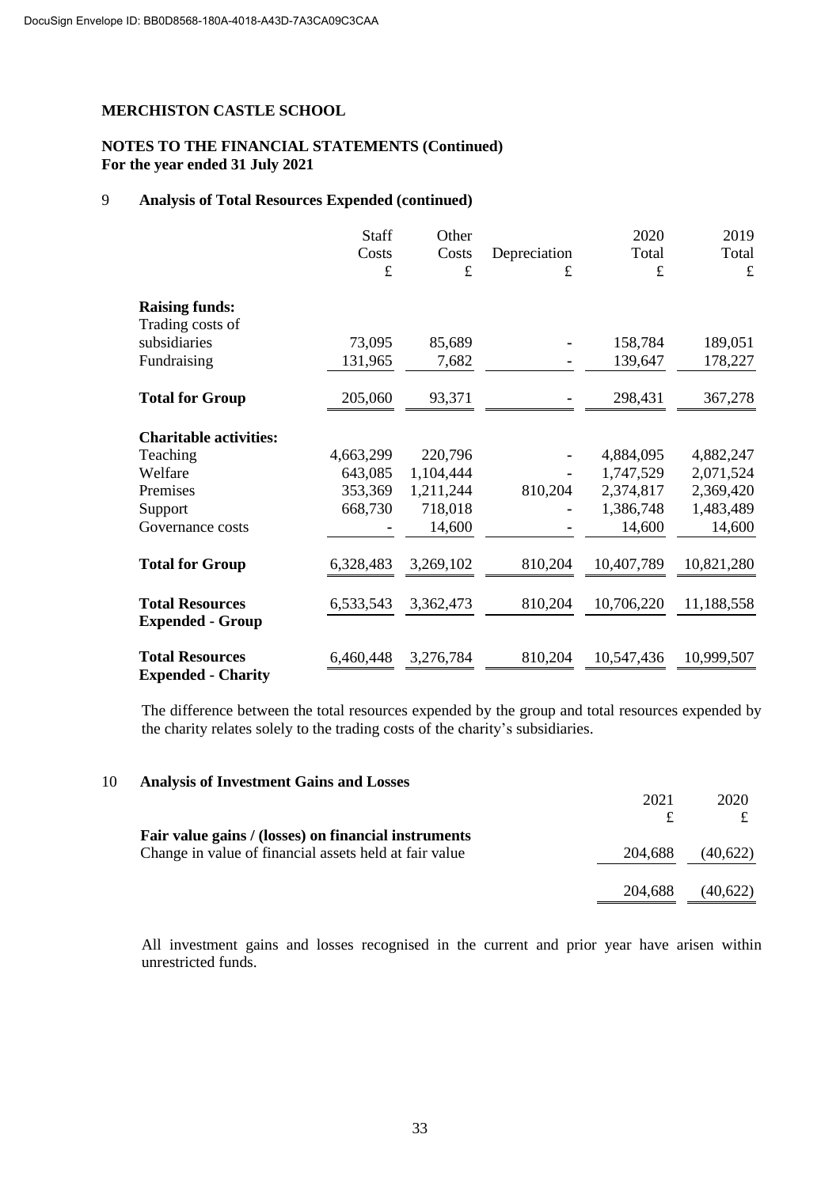DocuSign Envelope ID: BB0D8568-180A-4018-A43D-7A3CA09C3CAA

**MERCHISTON CASTLE SCHOOL**

**NOTES TO THE FINANCIAL STATEMENTS (Continued)**
**For the year ended 31 July 2021**

## 9 Analysis of Total Resources Expended (continued)

| | Staff Costs £ | Other Costs £ | Depreciation £ | 2020 Total £ | 2019 Total £ |
|---|---|---|---|---|---|
| **Raising funds:** | | | | | |
| Trading costs of subsidiaries | 73,095 | 85,689 | - | 158,784 | 189,051 |
| Fundraising | 131,965 | 7,682 | - | 139,647 | 178,227 |
| **Total for Group** | 205,060 | 93,371 | - | 298,431 | 367,278 |
| **Charitable activities:** | | | | | |
| Teaching | 4,663,299 | 220,796 | - | 4,884,095 | 4,882,247 |
| Welfare | 643,085 | 1,104,444 | - | 1,747,529 | 2,071,524 |
| Premises | 353,369 | 1,211,244 | 810,204 | 2,374,817 | 2,369,420 |
| Support | 668,730 | 718,018 | - | 1,386,748 | 1,483,489 |
| Governance costs | - | 14,600 | - | 14,600 | 14,600 |
| **Total for Group** | 6,328,483 | 3,269,102 | 810,204 | 10,407,789 | 10,821,280 |
| **Total Resources Expended - Group** | 6,533,543 | 3,362,473 | 810,204 | 10,706,220 | 11,188,558 |
| **Total Resources Expended - Charity** | 6,460,448 | 3,276,784 | 810,204 | 10,547,436 | 10,999,507 |

The difference between the total resources expended by the group and total resources expended by the charity relates solely to the trading costs of the charity's subsidiaries.

## 10 Analysis of Investment Gains and Losses

| | 2021 £ | 2020 £ |
|---|---|---|
| **Fair value gains / (losses) on financial instruments** | | |
| Change in value of financial assets held at fair value | 204,688 | (40,622) |
| | 204,688 | (40,622) |

All investment gains and losses recognised in the current and prior year have arisen within unrestricted funds.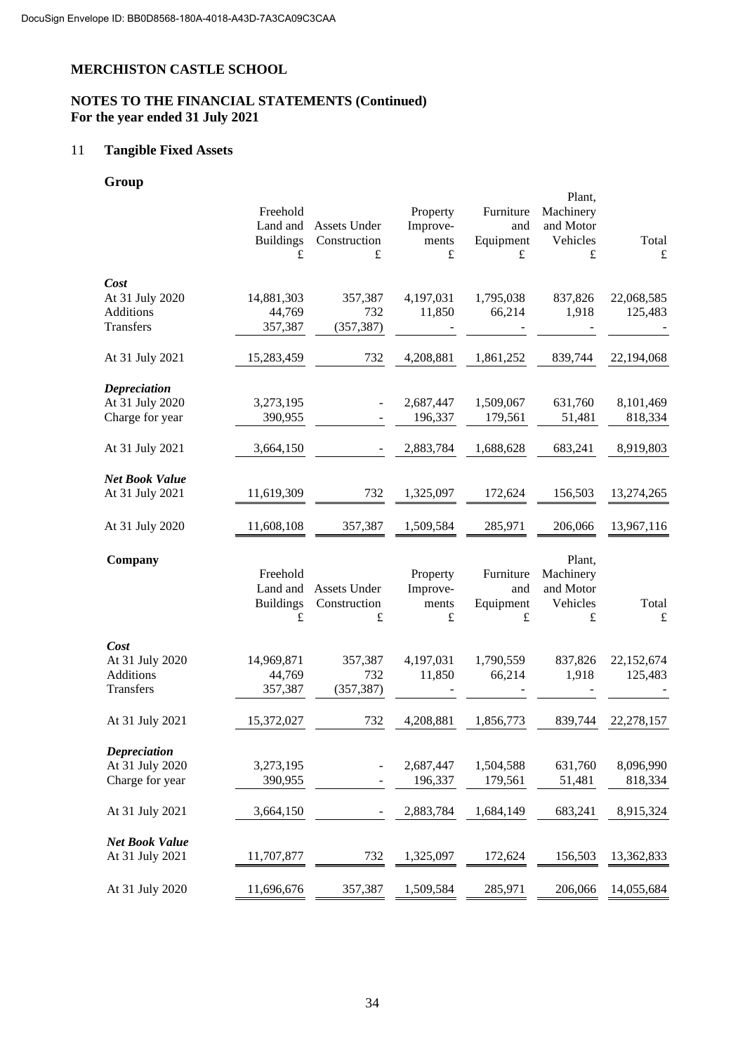DocuSign Envelope ID: BB0D8568-180A-4018-A43D-7A3CA09C3CAA

# MERCHISTON CASTLE SCHOOL

## NOTES TO THE FINANCIAL STATEMENTS (Continued)
## For the year ended 31 July 2021

## 11 Tangible Fixed Assets

### Group

| | Freehold Land and Buildings £ | Assets Under Construction £ | Property Improve-ments £ | Furniture and Equipment £ | Plant, Machinery and Motor Vehicles £ | Total £ |
|---|---|---|---|---|---|---|
| ***Cost*** | | | | | | |
| At 31 July 2020 | 14,881,303 | 357,387 | 4,197,031 | 1,795,038 | 837,826 | 22,068,585 |
| Additions | 44,769 | 732 | 11,850 | 66,214 | 1,918 | 125,483 |
| Transfers | 357,387 | (357,387) | - | - | - | - |
| At 31 July 2021 | 15,283,459 | 732 | 4,208,881 | 1,861,252 | 839,744 | 22,194,068 |
| ***Depreciation*** | | | | | | |
| At 31 July 2020 | 3,273,195 | - | 2,687,447 | 1,509,067 | 631,760 | 8,101,469 |
| Charge for year | 390,955 | - | 196,337 | 179,561 | 51,481 | 818,334 |
| At 31 July 2021 | 3,664,150 | - | 2,883,784 | 1,688,628 | 683,241 | 8,919,803 |
| ***Net Book Value*** | | | | | | |
| At 31 July 2021 | 11,619,309 | 732 | 1,325,097 | 172,624 | 156,503 | 13,274,265 |
| At 31 July 2020 | 11,608,108 | 357,387 | 1,509,584 | 285,971 | 206,066 | 13,967,116 |

### Company

| | Freehold Land and Buildings £ | Assets Under Construction £ | Property Improve-ments £ | Furniture and Equipment £ | Plant, Machinery and Motor Vehicles £ | Total £ |
|---|---|---|---|---|---|---|
| ***Cost*** | | | | | | |
| At 31 July 2020 | 14,969,871 | 357,387 | 4,197,031 | 1,790,559 | 837,826 | 22,152,674 |
| Additions | 44,769 | 732 | 11,850 | 66,214 | 1,918 | 125,483 |
| Transfers | 357,387 | (357,387) | - | - | - | - |
| At 31 July 2021 | 15,372,027 | 732 | 4,208,881 | 1,856,773 | 839,744 | 22,278,157 |
| ***Depreciation*** | | | | | | |
| At 31 July 2020 | 3,273,195 | - | 2,687,447 | 1,504,588 | 631,760 | 8,096,990 |
| Charge for year | 390,955 | - | 196,337 | 179,561 | 51,481 | 818,334 |
| At 31 July 2021 | 3,664,150 | - | 2,883,784 | 1,684,149 | 683,241 | 8,915,324 |
| ***Net Book Value*** | | | | | | |
| At 31 July 2021 | 11,707,877 | 732 | 1,325,097 | 172,624 | 156,503 | 13,362,833 |
| At 31 July 2020 | 11,696,676 | 357,387 | 1,509,584 | 285,971 | 206,066 | 14,055,684 |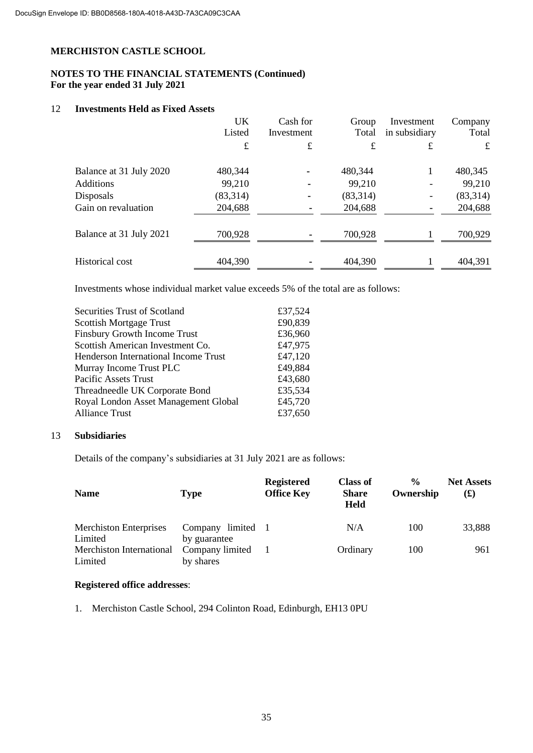**MERCHISTON CASTLE SCHOOL**

**NOTES TO THE FINANCIAL STATEMENTS (Continued)**
**For the year ended 31 July 2021**

## 12 Investments Held as Fixed Assets

| | UK Listed | Cash for Investment | Group Total | Investment in subsidiary | Company Total |
|---|---|---|---|---|---|
| | £ | £ | £ | £ | £ |
| Balance at 31 July 2020 | 480,344 | - | 480,344 | 1 | 480,345 |
| Additions | 99,210 | - | 99,210 | - | 99,210 |
| Disposals | (83,314) | - | (83,314) | - | (83,314) |
| Gain on revaluation | 204,688 | - | 204,688 | - | 204,688 |
| Balance at 31 July 2021 | 700,928 | - | 700,928 | 1 | 700,929 |
| Historical cost | 404,390 | - | 404,390 | 1 | 404,391 |

Investments whose individual market value exceeds 5% of the total are as follows:

| | |
|---|---|
| Securities Trust of Scotland | £37,524 |
| Scottish Mortgage Trust | £90,839 |
| Finsbury Growth Income Trust | £36,960 |
| Scottish American Investment Co. | £47,975 |
| Henderson International Income Trust | £47,120 |
| Murray Income Trust PLC | £49,884 |
| Pacific Assets Trust | £43,680 |
| Threadneedle UK Corporate Bond | £35,534 |
| Royal London Asset Management Global | £45,720 |
| Alliance Trust | £37,650 |

## 13 Subsidiaries

Details of the company's subsidiaries at 31 July 2021 are as follows:

| **Name** | **Type** | **Registered Office Key** | **Class of Share Held** | **% Ownership** | **Net Assets (£)** |
|---|---|---|---|---|---|
| Merchiston Enterprises Limited | Company limited by guarantee | 1 | N/A | 100 | 33,888 |
| Merchiston International Limited | Company limited by shares | 1 | Ordinary | 100 | 961 |

**Registered office addresses**:

1. Merchiston Castle School, 294 Colinton Road, Edinburgh, EH13 0PU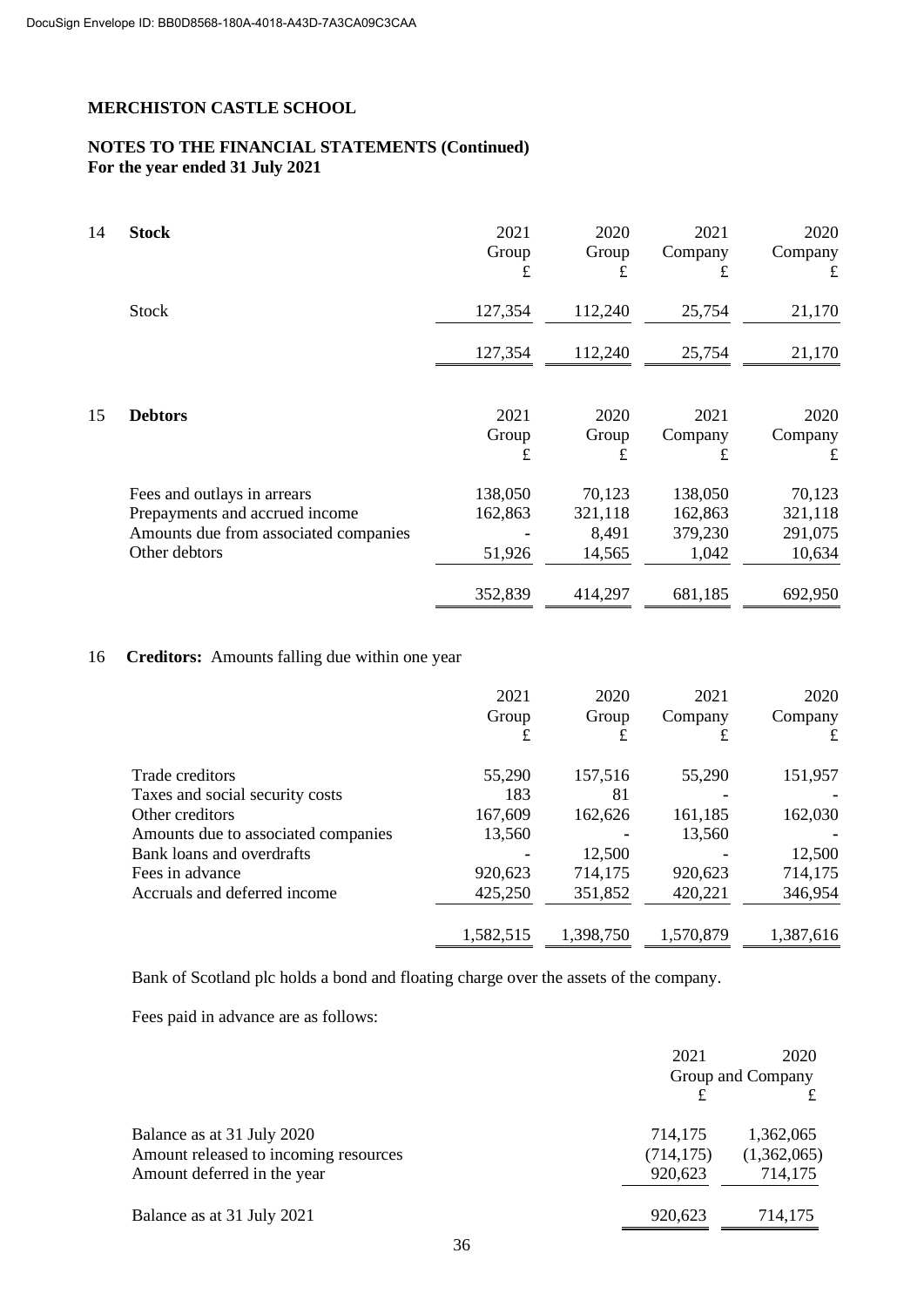DocuSign Envelope ID: BB0D8568-180A-4018-A43D-7A3CA09C3CAA

**MERCHISTON CASTLE SCHOOL**

**NOTES TO THE FINANCIAL STATEMENTS (Continued)**
**For the year ended 31 July 2021**

## 14 Stock

| | 2021 Group £ | 2020 Group £ | 2021 Company £ | 2020 Company £ |
|---|---|---|---|---|
| Stock | 127,354 | 112,240 | 25,754 | 21,170 |
| | 127,354 | 112,240 | 25,754 | 21,170 |

## 15 Debtors

| | 2021 Group £ | 2020 Group £ | 2021 Company £ | 2020 Company £ |
|---|---|---|---|---|
| Fees and outlays in arrears | 138,050 | 70,123 | 138,050 | 70,123 |
| Prepayments and accrued income | 162,863 | 321,118 | 162,863 | 321,118 |
| Amounts due from associated companies | - | 8,491 | 379,230 | 291,075 |
| Other debtors | 51,926 | 14,565 | 1,042 | 10,634 |
| | 352,839 | 414,297 | 681,185 | 692,950 |

## 16 Creditors: Amounts falling due within one year

| | 2021 Group £ | 2020 Group £ | 2021 Company £ | 2020 Company £ |
|---|---|---|---|---|
| Trade creditors | 55,290 | 157,516 | 55,290 | 151,957 |
| Taxes and social security costs | 183 | 81 | - | - |
| Other creditors | 167,609 | 162,626 | 161,185 | 162,030 |
| Amounts due to associated companies | 13,560 | - | 13,560 | - |
| Bank loans and overdrafts | - | 12,500 | - | 12,500 |
| Fees in advance | 920,623 | 714,175 | 920,623 | 714,175 |
| Accruals and deferred income | 425,250 | 351,852 | 420,221 | 346,954 |
| | 1,582,515 | 1,398,750 | 1,570,879 | 1,387,616 |

Bank of Scotland plc holds a bond and floating charge over the assets of the company.

Fees paid in advance are as follows:

| | 2021 Group and Company £ | 2020 Group and Company £ |
|---|---|---|
| Balance as at 31 July 2020 | 714,175 | 1,362,065 |
| Amount released to incoming resources | (714,175) | (1,362,065) |
| Amount deferred in the year | 920,623 | 714,175 |
| Balance as at 31 July 2021 | 920,623 | 714,175 |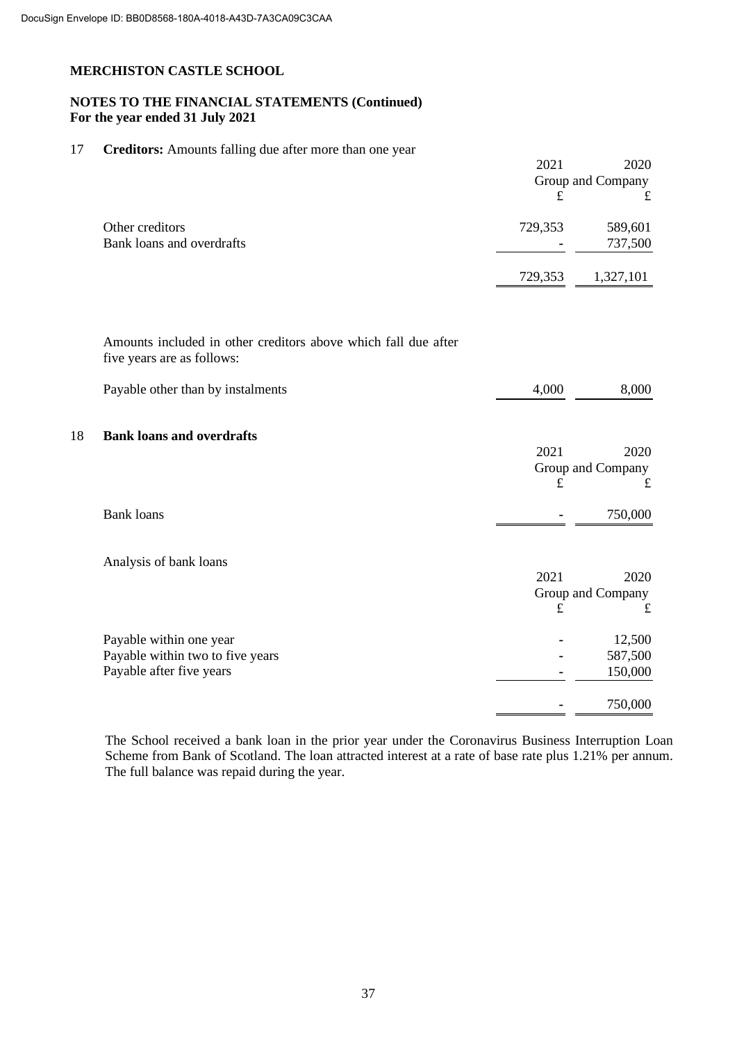DocuSign Envelope ID: BB0D8568-180A-4018-A43D-7A3CA09C3CAA

**MERCHISTON CASTLE SCHOOL**

**NOTES TO THE FINANCIAL STATEMENTS (Continued)**
**For the year ended 31 July 2021**

**17 Creditors:** Amounts falling due after more than one year

| | 2021 | 2020 |
|---|---|---|
| | Group and Company | |
| | £ | £ |
| Other creditors | 729,353 | 589,601 |
| Bank loans and overdrafts | - | 737,500 |
| | 729,353 | 1,327,101 |

Amounts included in other creditors above which fall due after five years are as follows:

| | 2021 | 2020 |
|---|---|---|
| Payable other than by instalments | 4,000 | 8,000 |

**18 Bank loans and overdrafts**

| | 2021 | 2020 |
|---|---|---|
| | Group and Company | |
| | £ | £ |
| Bank loans | - | 750,000 |

Analysis of bank loans

| | 2021 | 2020 |
|---|---|---|
| | Group and Company | |
| | £ | £ |
| Payable within one year | - | 12,500 |
| Payable within two to five years | - | 587,500 |
| Payable after five years | - | 150,000 |
| | - | 750,000 |

The School received a bank loan in the prior year under the Coronavirus Business Interruption Loan Scheme from Bank of Scotland. The loan attracted interest at a rate of base rate plus 1.21% per annum. The full balance was repaid during the year.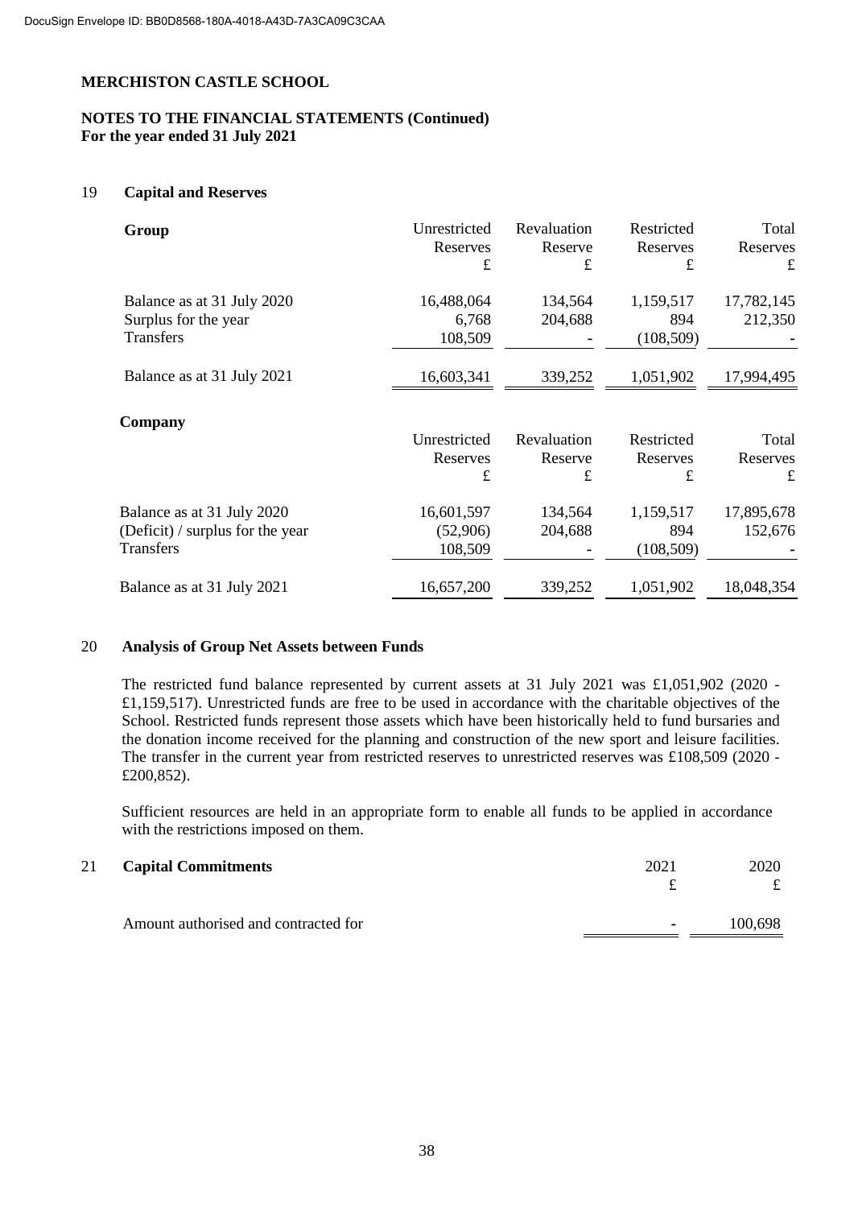DocuSign Envelope ID: BB0D8568-180A-4018-A43D-7A3CA09C3CAA

**MERCHISTON CASTLE SCHOOL**

**NOTES TO THE FINANCIAL STATEMENTS (Continued)**
**For the year ended 31 July 2021**

## 19 Capital and Reserves

| **Group** | Unrestricted Reserves £ | Revaluation Reserve £ | Restricted Reserves £ | Total Reserves £ |
|---|---|---|---|---|
| Balance as at 31 July 2020 | 16,488,064 | 134,564 | 1,159,517 | 17,782,145 |
| Surplus for the year | 6,768 | 204,688 | 894 | 212,350 |
| Transfers | 108,509 | - | (108,509) | - |
| Balance as at 31 July 2021 | 16,603,341 | 339,252 | 1,051,902 | 17,994,495 |

| **Company** | Unrestricted Reserves £ | Revaluation Reserve £ | Restricted Reserves £ | Total Reserves £ |
|---|---|---|---|---|
| Balance as at 31 July 2020 | 16,601,597 | 134,564 | 1,159,517 | 17,895,678 |
| (Deficit) / surplus for the year | (52,906) | 204,688 | 894 | 152,676 |
| Transfers | 108,509 | - | (108,509) | - |
| Balance as at 31 July 2021 | 16,657,200 | 339,252 | 1,051,902 | 18,048,354 |

## 20 Analysis of Group Net Assets between Funds

The restricted fund balance represented by current assets at 31 July 2021 was £1,051,902 (2020 - £1,159,517). Unrestricted funds are free to be used in accordance with the charitable objectives of the School. Restricted funds represent those assets which have been historically held to fund bursaries and the donation income received for the planning and construction of the new sport and leisure facilities. The transfer in the current year from restricted reserves to unrestricted reserves was £108,509 (2020 - £200,852).

Sufficient resources are held in an appropriate form to enable all funds to be applied in accordance with the restrictions imposed on them.

## 21 Capital Commitments

| | 2021 £ | 2020 £ |
|---|---|---|
| Amount authorised and contracted for | - | 100,698 |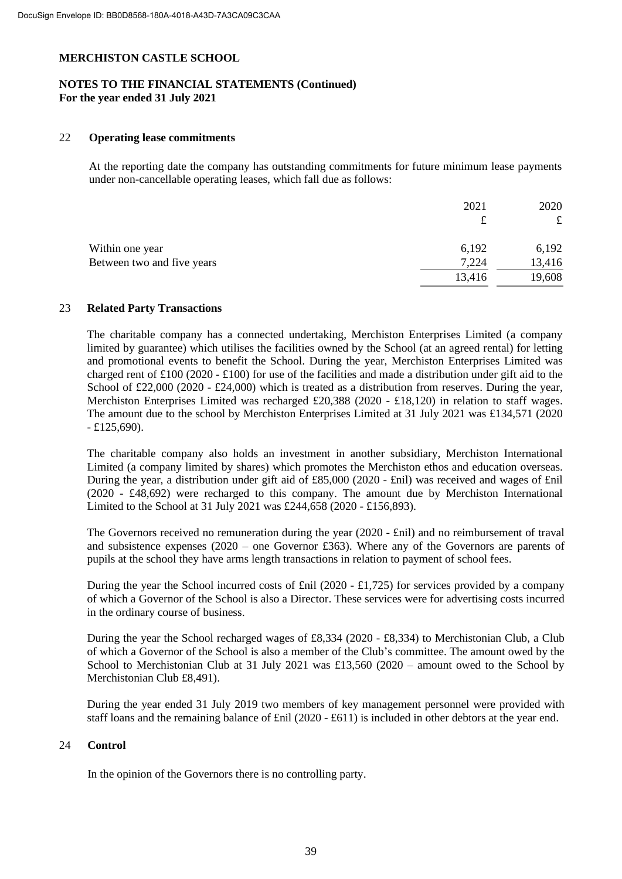**MERCHISTON CASTLE SCHOOL**

**NOTES TO THE FINANCIAL STATEMENTS (Continued)**
**For the year ended 31 July 2021**

## 22 Operating lease commitments

At the reporting date the company has outstanding commitments for future minimum lease payments under non-cancellable operating leases, which fall due as follows:

| | 2021 | 2020 |
|---|---|---|
| | £ | £ |
| Within one year | 6,192 | 6,192 |
| Between two and five years | 7,224 | 13,416 |
| | 13,416 | 19,608 |

## 23 Related Party Transactions

The charitable company has a connected undertaking, Merchiston Enterprises Limited (a company limited by guarantee) which utilises the facilities owned by the School (at an agreed rental) for letting and promotional events to benefit the School. During the year, Merchiston Enterprises Limited was charged rent of £100 (2020 - £100) for use of the facilities and made a distribution under gift aid to the School of £22,000 (2020 - £24,000) which is treated as a distribution from reserves. During the year, Merchiston Enterprises Limited was recharged £20,388 (2020 - £18,120) in relation to staff wages. The amount due to the school by Merchiston Enterprises Limited at 31 July 2021 was £134,571 (2020 - £125,690).

The charitable company also holds an investment in another subsidiary, Merchiston International Limited (a company limited by shares) which promotes the Merchiston ethos and education overseas. During the year, a distribution under gift aid of £85,000 (2020 - £nil) was received and wages of £nil (2020 - £48,692) were recharged to this company. The amount due by Merchiston International Limited to the School at 31 July 2021 was £244,658 (2020 - £156,893).

The Governors received no remuneration during the year (2020 - £nil) and no reimbursement of traval and subsistence expenses (2020 – one Governor £363). Where any of the Governors are parents of pupils at the school they have arms length transactions in relation to payment of school fees.

During the year the School incurred costs of £nil (2020 - £1,725) for services provided by a company of which a Governor of the School is also a Director. These services were for advertising costs incurred in the ordinary course of business.

During the year the School recharged wages of £8,334 (2020 - £8,334) to Merchistonian Club, a Club of which a Governor of the School is also a member of the Club's committee. The amount owed by the School to Merchistonian Club at 31 July 2021 was £13,560 (2020 – amount owed to the School by Merchistonian Club £8,491).

During the year ended 31 July 2019 two members of key management personnel were provided with staff loans and the remaining balance of £nil (2020 - £611) is included in other debtors at the year end.

## 24 Control

In the opinion of the Governors there is no controlling party.